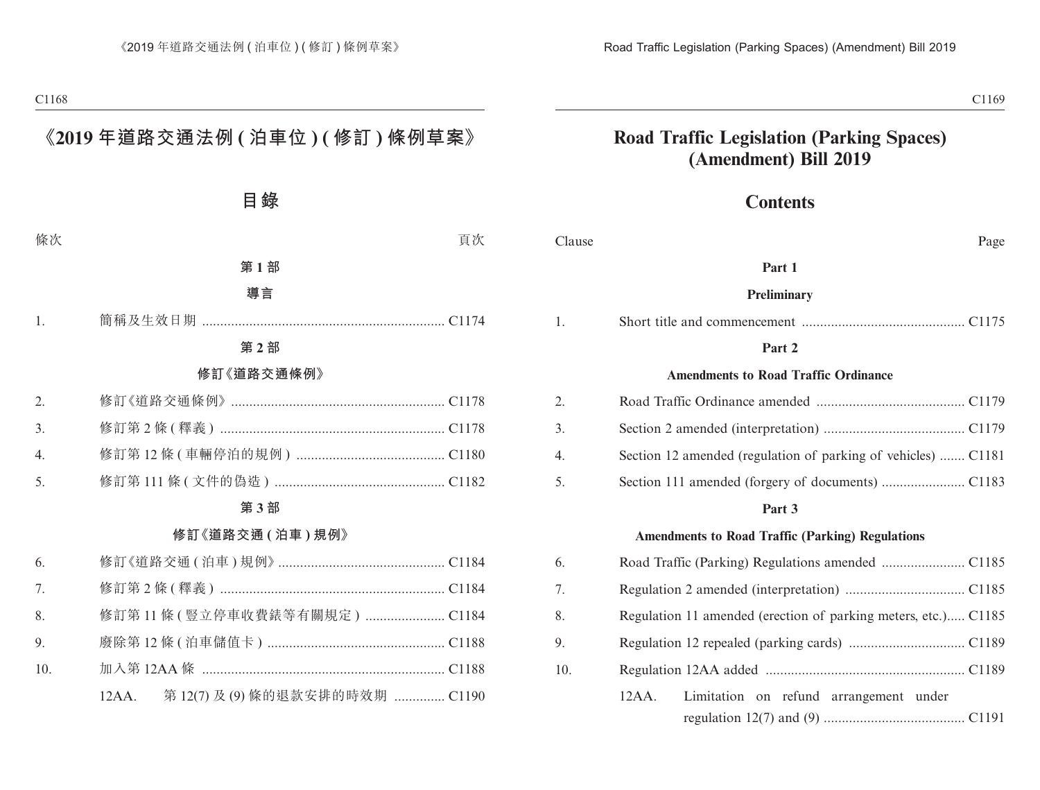# 《2019 年道路交通法例 ( 泊車位 ) ( 修訂 ) 條例草案》

## 目錄

| 條次 | | 頁次 |
|---|---|---|
| | **第 1 部** | |
| | **導言** | |
| 1. | 簡稱及生效日期 | C1174 |
| | **第 2 部** | |
| | **修訂《道路交通條例》** | |
| 2. | 修訂《道路交通條例》 | C1178 |
| 3. | 修訂第 2 條 ( 釋義 ) | C1178 |
| 4. | 修訂第 12 條 ( 車輛停泊的規例 ) | C1180 |
| 5. | 修訂第 111 條 ( 文件的偽造 ) | C1182 |
| | **第 3 部** | |
| | **修訂《道路交通 ( 泊車 ) 規例》** | |
| 6. | 修訂《道路交通 ( 泊車 ) 規例》 | C1184 |
| 7. | 修訂第 2 條 ( 釋義 ) | C1184 |
| 8. | 修訂第 11 條 ( 豎立停車收費錶等有關規定 ) | C1184 |
| 9. | 廢除第 12 條 ( 泊車儲值卡 ) | C1188 |
| 10. | 加入第 12AA 條 | C1188 |
| | 12AA. 第 12(7) 及 (9) 條的退款安排的時效期 | C1190 |

# Road Traffic Legislation (Parking Spaces) (Amendment) Bill 2019

## Contents

| Clause | | Page |
|---|---|---|
| | **Part 1** | |
| | **Preliminary** | |
| 1. | Short title and commencement | C1175 |
| | **Part 2** | |
| | **Amendments to Road Traffic Ordinance** | |
| 2. | Road Traffic Ordinance amended | C1179 |
| 3. | Section 2 amended (interpretation) | C1179 |
| 4. | Section 12 amended (regulation of parking of vehicles) | C1181 |
| 5. | Section 111 amended (forgery of documents) | C1183 |
| | **Part 3** | |
| | **Amendments to Road Traffic (Parking) Regulations** | |
| 6. | Road Traffic (Parking) Regulations amended | C1185 |
| 7. | Regulation 2 amended (interpretation) | C1185 |
| 8. | Regulation 11 amended (erection of parking meters, etc.) | C1185 |
| 9. | Regulation 12 repealed (parking cards) | C1189 |
| 10. | Regulation 12AA added | C1189 |
| | 12AA. Limitation on refund arrangement under regulation 12(7) and (9) | C1191 |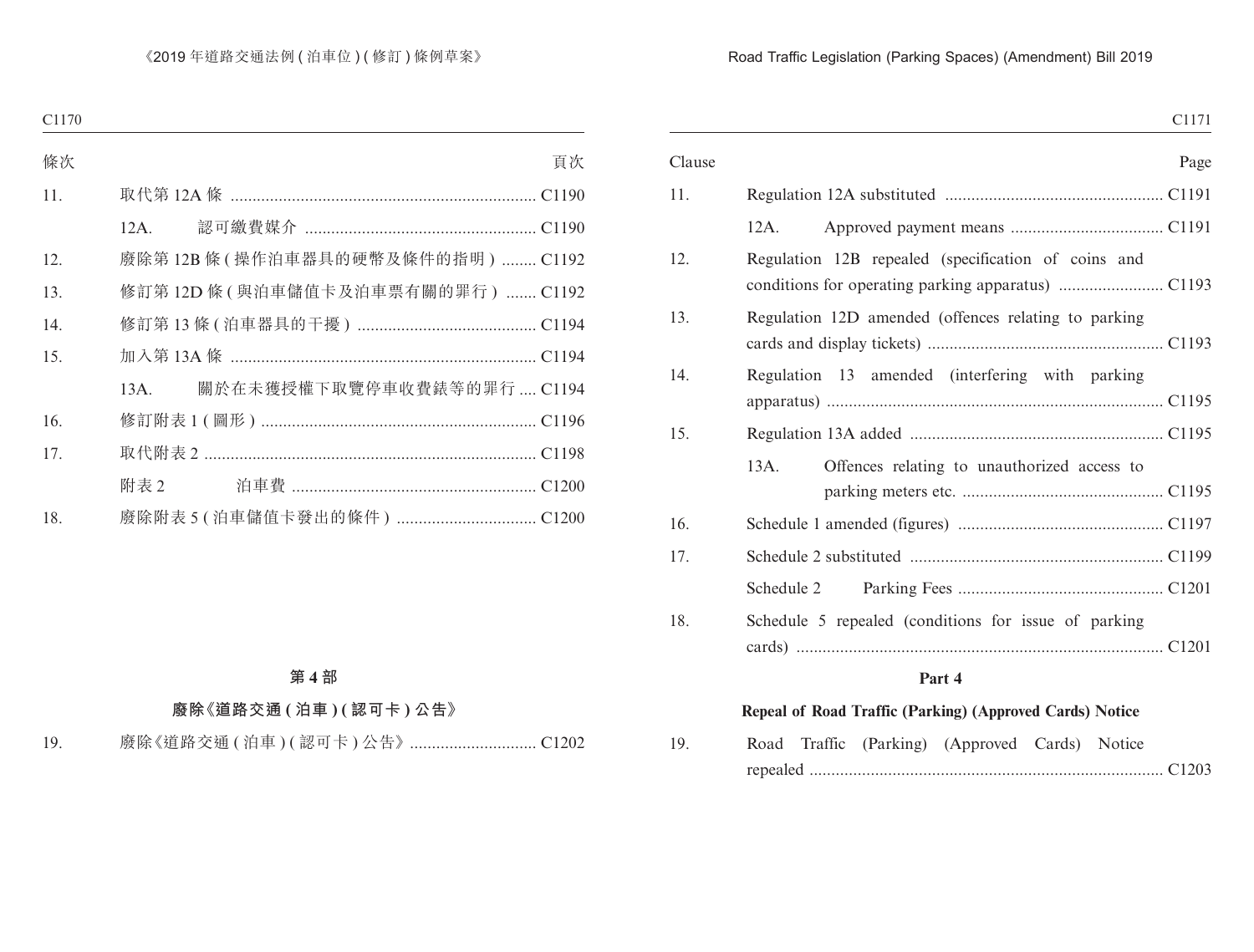| 條次 | | 頁次 |
|---|---|---|
| 11. | 取代第 12A 條 | C1190 |
| | 12A. 認可繳費媒介 | C1190 |
| 12. | 廢除第 12B 條 ( 操作泊車器具的硬幣及條件的指明 ) | C1192 |
| 13. | 修訂第 12D 條 ( 與泊車儲值卡及泊車票有關的罪行 ) | C1192 |
| 14. | 修訂第 13 條 ( 泊車器具的干擾 ) | C1194 |
| 15. | 加入第 13A 條 | C1194 |
| | 13A. 關於在未獲授權下取覽停車收費錶等的罪行 | C1194 |
| 16. | 修訂附表 1 ( 圖形 ) | C1196 |
| 17. | 取代附表 2 | C1198 |
| | 附表 2 泊車費 | C1200 |
| 18. | 廢除附表 5 ( 泊車儲值卡發出的條件 ) | C1200 |

**第 4 部**

**廢除《道路交通 ( 泊車 ) ( 認可卡 ) 公告》**

| | | |
|---|---|---|
| 19. | 廢除《道路交通 ( 泊車 ) ( 認可卡 ) 公告》 | C1202 |

| Clause | | Page |
|---|---|---|
| 11. | Regulation 12A substituted | C1191 |
| | 12A. Approved payment means | C1191 |
| 12. | Regulation 12B repealed (specification of coins and conditions for operating parking apparatus) | C1193 |
| 13. | Regulation 12D amended (offences relating to parking cards and display tickets) | C1193 |
| 14. | Regulation 13 amended (interfering with parking apparatus) | C1195 |
| 15. | Regulation 13A added | C1195 |
| | 13A. Offences relating to unauthorized access to parking meters etc. | C1195 |
| 16. | Schedule 1 amended (figures) | C1197 |
| 17. | Schedule 2 substituted | C1199 |
| | Schedule 2 Parking Fees | C1201 |
| 18. | Schedule 5 repealed (conditions for issue of parking cards) | C1201 |

**Part 4**

**Repeal of Road Traffic (Parking) (Approved Cards) Notice**

| | | |
|---|---|---|
| 19. | Road Traffic (Parking) (Approved Cards) Notice repealed | C1203 |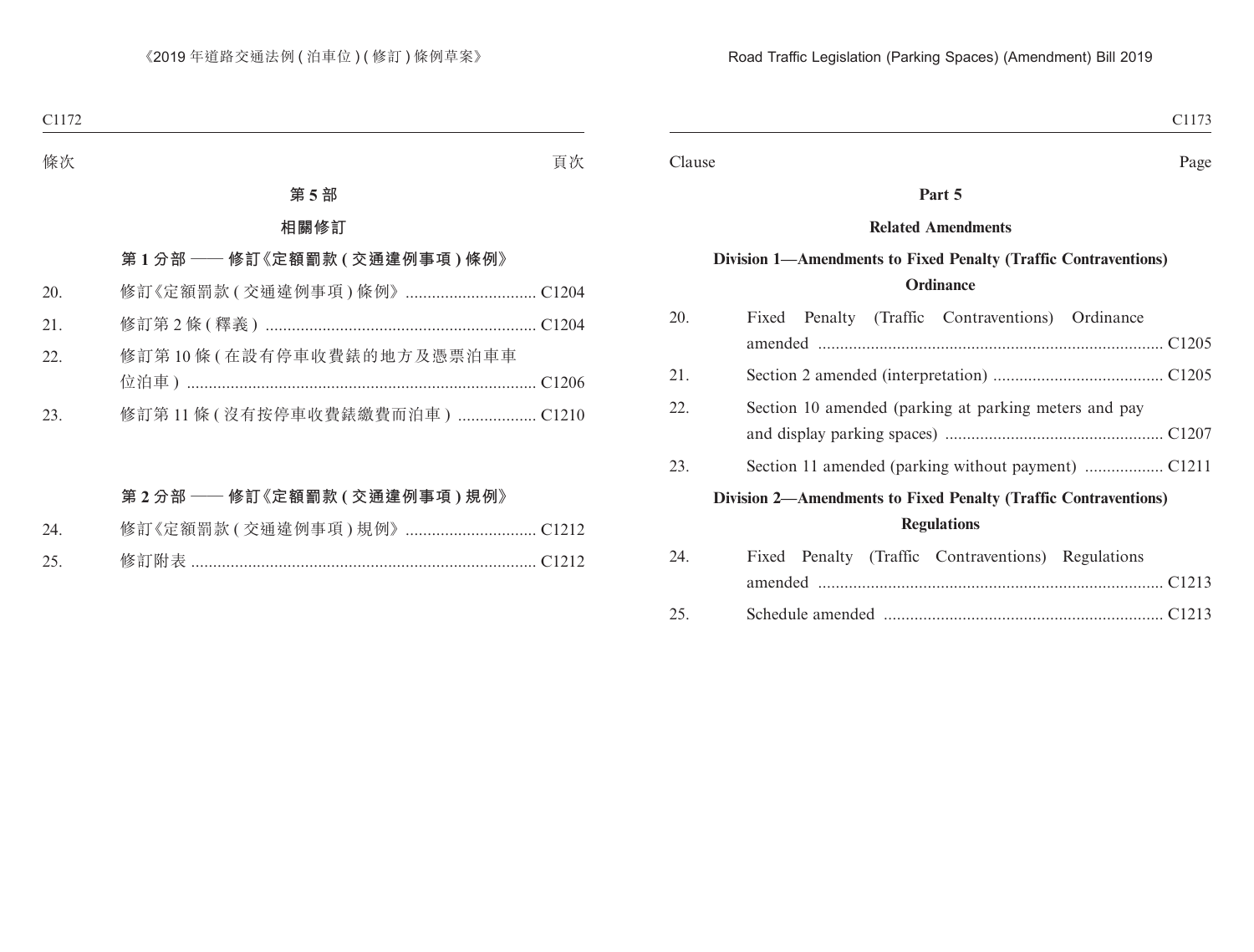| 條次 | | 頁次 |
|---|---|---|

## 第 5 部

## 相關修訂

### 第 1 分部 —— 修訂《定額罰款 (交通違例事項) 條例》

| | | |
|---|---|---|
| 20. | 修訂《定額罰款 (交通違例事項) 條例》 | C1204 |
| 21. | 修訂第 2 條 (釋義) | C1204 |
| 22. | 修訂第 10 條 (在設有停車收費錶的地方及憑票泊車車位泊車) | C1206 |
| 23. | 修訂第 11 條 (沒有按停車收費錶繳費而泊車) | C1210 |

### 第 2 分部 —— 修訂《定額罰款 (交通違例事項) 規例》

| | | |
|---|---|---|
| 24. | 修訂《定額罰款 (交通違例事項) 規例》 | C1212 |
| 25. | 修訂附表 | C1212 |

| Clause | | Page |
|---|---|---|

## Part 5

## Related Amendments

### Division 1—Amendments to Fixed Penalty (Traffic Contraventions) Ordinance

| | | |
|---|---|---|
| 20. | Fixed Penalty (Traffic Contraventions) Ordinance amended | C1205 |
| 21. | Section 2 amended (interpretation) | C1205 |
| 22. | Section 10 amended (parking at parking meters and pay and display parking spaces) | C1207 |
| 23. | Section 11 amended (parking without payment) | C1211 |

### Division 2—Amendments to Fixed Penalty (Traffic Contraventions) Regulations

| | | |
|---|---|---|
| 24. | Fixed Penalty (Traffic Contraventions) Regulations amended | C1213 |
| 25. | Schedule amended | C1213 |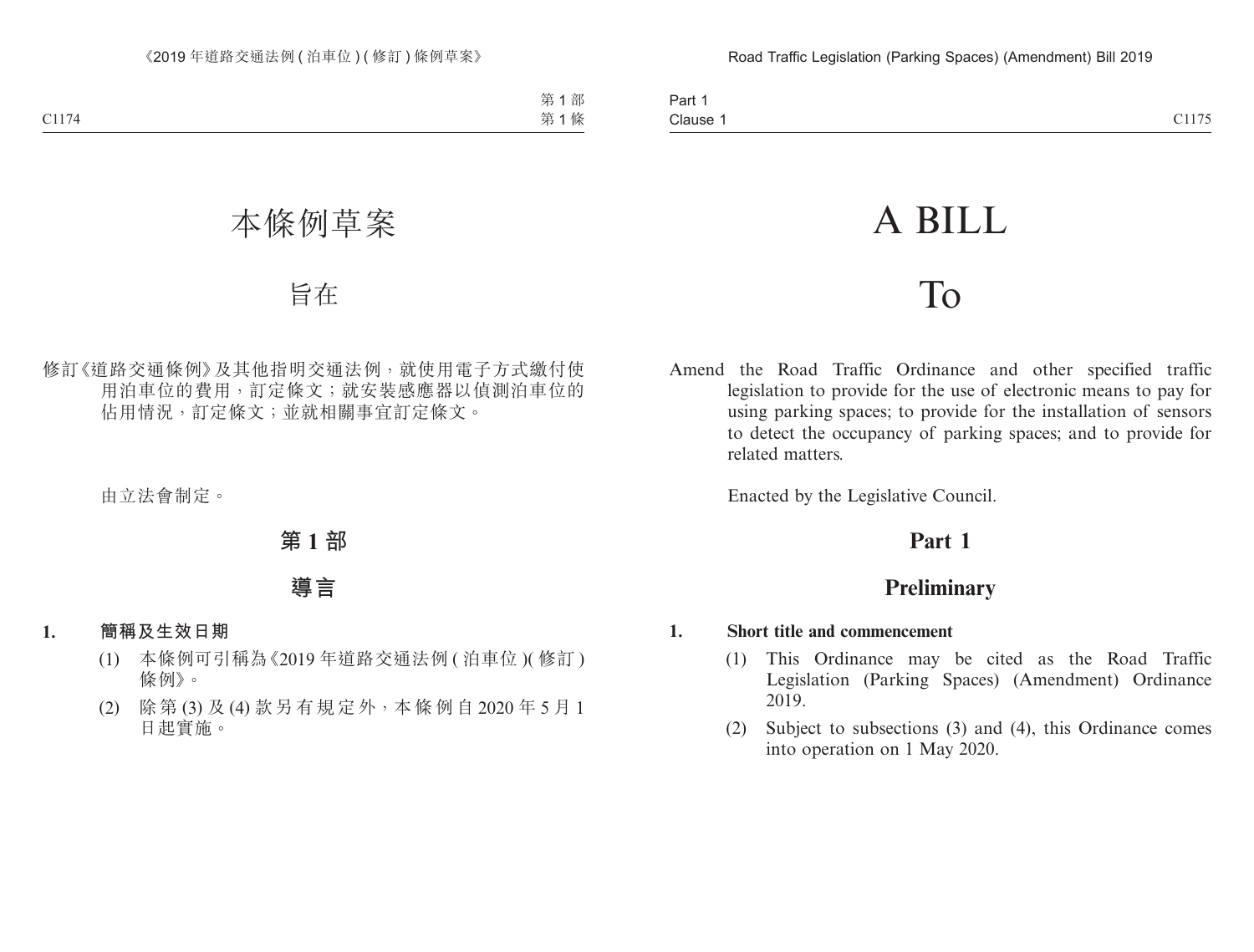# 本條例草案

## 旨在

修訂《道路交通條例》及其他指明交通法例，就使用電子方式繳付使用泊車位的費用，訂定條文；就安裝感應器以偵測泊車位的佔用情況，訂定條文；並就相關事宜訂定條文。

由立法會制定。

## 第 1 部

## 導言

**1. 簡稱及生效日期**

(1) 本條例可引稱為《2019 年道路交通法例 (泊車位 )( 修訂 ) 條例》。

(2) 除第 (3) 及 (4) 款另有規定外，本條例自 2020 年 5 月 1 日起實施。

# A BILL

## To

Amend the Road Traffic Ordinance and other specified traffic legislation to provide for the use of electronic means to pay for using parking spaces; to provide for the installation of sensors to detect the occupancy of parking spaces; and to provide for related matters.

Enacted by the Legislative Council.

## Part 1

## Preliminary

**1. Short title and commencement**

(1) This Ordinance may be cited as the Road Traffic Legislation (Parking Spaces) (Amendment) Ordinance 2019.

(2) Subject to subsections (3) and (4), this Ordinance comes into operation on 1 May 2020.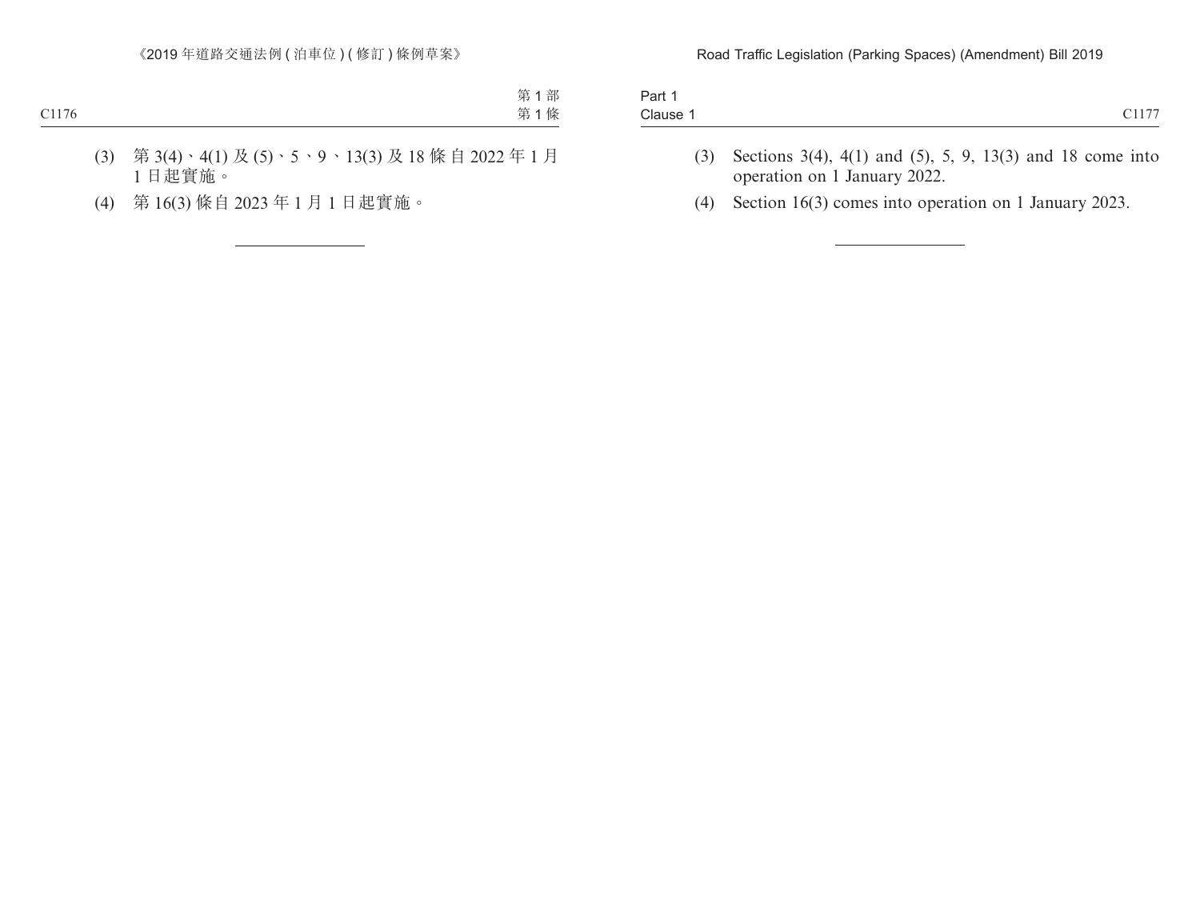(3) 第 3(4)、4(1) 及 (5)、5、9、13(3) 及 18 條自 2022 年 1 月 1 日起實施。

(4) 第 16(3) 條自 2023 年 1 月 1 日起實施。

---

(3) Sections 3(4), 4(1) and (5), 5, 9, 13(3) and 18 come into operation on 1 January 2022.

(4) Section 16(3) comes into operation on 1 January 2023.

---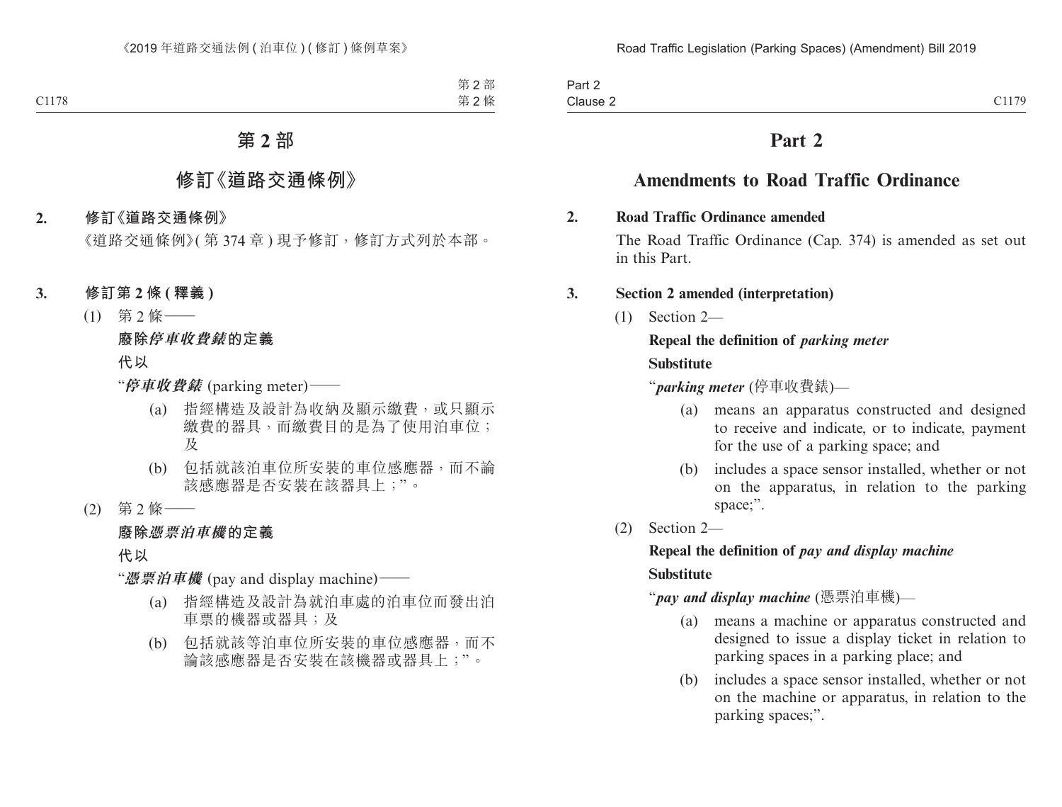# 第 2 部

## 修訂《道路交通條例》

**2. 修訂《道路交通條例》**

《道路交通條例》(第 374 章) 現予修訂,修訂方式列於本部。

**3. 修訂第 2 條 (釋義)**

(1) 第 2 條——

**廢除*停車收費錶*的定義**

**代以**

“***停車收費錶*** (parking meter)——

(a) 指經構造及設計為收納及顯示繳費,或只顯示繳費的器具,而繳費目的是為了使用泊車位;及

(b) 包括就該泊車位所安裝的車位感應器,而不論該感應器是否安裝在該器具上;”。

(2) 第 2 條——

**廢除*憑票泊車機*的定義**

**代以**

“***憑票泊車機*** (pay and display machine)——

(a) 指經構造及設計為就泊車處的泊車位而發出泊車票的機器或器具;及

(b) 包括就該等泊車位所安裝的車位感應器,而不論該感應器是否安裝在該機器或器具上;”。

# Part 2

## Amendments to Road Traffic Ordinance

**2. Road Traffic Ordinance amended**

The Road Traffic Ordinance (Cap. 374) is amended as set out in this Part.

**3. Section 2 amended (interpretation)**

(1) Section 2—

**Repeal the definition of *parking meter***

**Substitute**

“***parking meter*** (停車收費錶)—

(a) means an apparatus constructed and designed to receive and indicate, or to indicate, payment for the use of a parking space; and

(b) includes a space sensor installed, whether or not on the apparatus, in relation to the parking space;”.

(2) Section 2—

**Repeal the definition of *pay and display machine***

**Substitute**

“***pay and display machine*** (憑票泊車機)—

(a) means a machine or apparatus constructed and designed to issue a display ticket in relation to parking spaces in a parking place; and

(b) includes a space sensor installed, whether or not on the machine or apparatus, in relation to the parking spaces;”.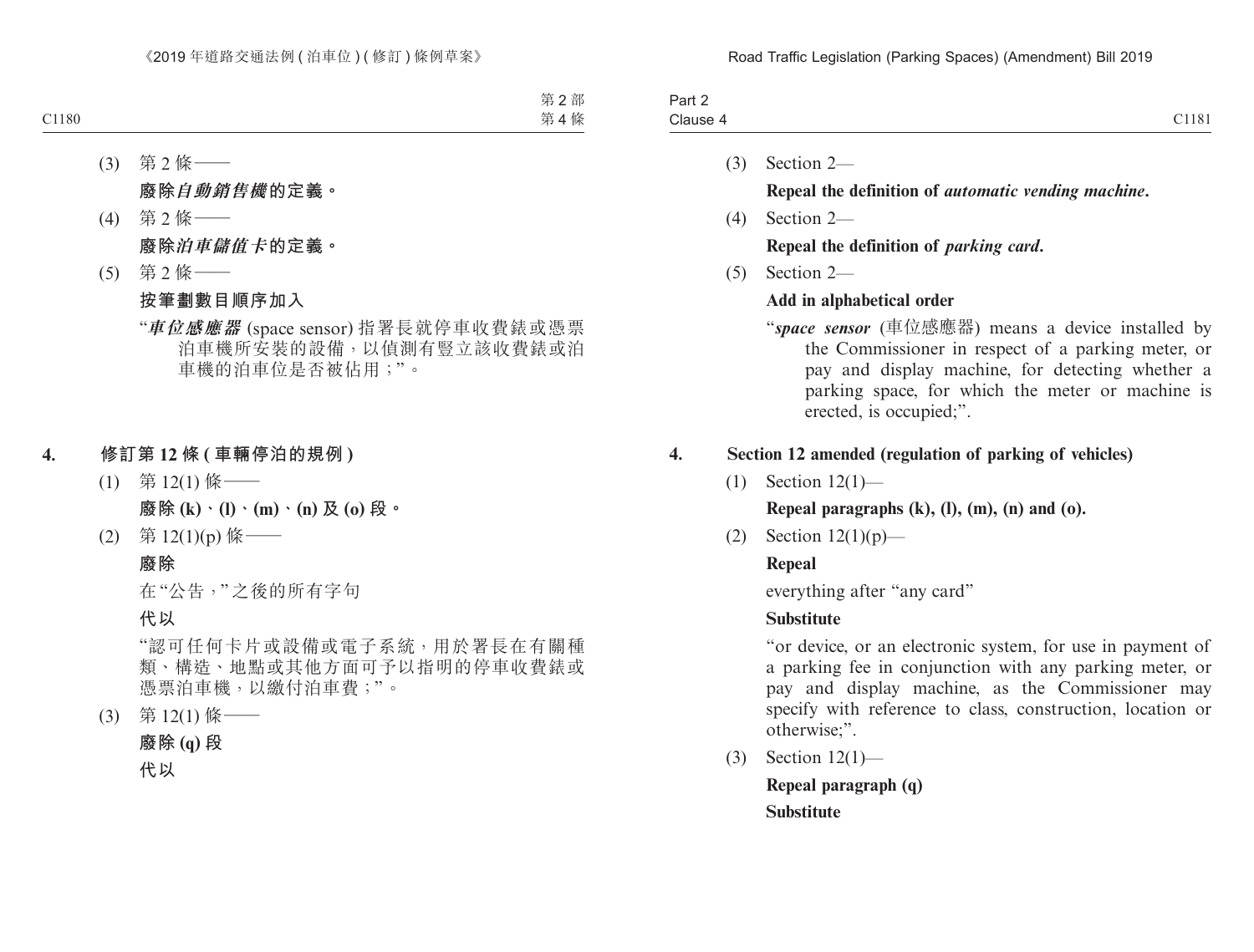(3) 第 2 條——

**廢除*自動銷售機*的定義。**

(4) 第 2 條——

**廢除*泊車儲值卡*的定義。**

(5) 第 2 條——

**按筆劃數目順序加入**

“***車位感應器*** (space sensor) 指署長就停車收費錶或憑票泊車機所安裝的設備，以偵測有豎立該收費錶或泊車機的泊車位是否被佔用；”。

## 4. 修訂第 12 條 (車輛停泊的規例)

(1) 第 12(1) 條——

**廢除 (k)、(l)、(m)、(n) 及 (o) 段。**

(2) 第 12(1)(p) 條——

**廢除**

在“公告，”之後的所有字句

**代以**

“認可任何卡片或設備或電子系統，用於署長在有關種類、構造、地點或其他方面可予以指明的停車收費錶或憑票泊車機，以繳付泊車費；”。

(3) 第 12(1) 條——

**廢除 (q) 段**

**代以**

(3) Section 2—

**Repeal the definition of *automatic vending machine*.**

(4) Section 2—

**Repeal the definition of *parking card*.**

(5) Section 2—

**Add in alphabetical order**

“***space sensor*** (車位感應器) means a device installed by the Commissioner in respect of a parking meter, or pay and display machine, for detecting whether a parking space, for which the meter or machine is erected, is occupied;”.

## 4. Section 12 amended (regulation of parking of vehicles)

(1) Section 12(1)—

**Repeal paragraphs (k), (l), (m), (n) and (o).**

(2) Section 12(1)(p)—

**Repeal**

everything after “any card”

**Substitute**

“or device, or an electronic system, for use in payment of a parking fee in conjunction with any parking meter, or pay and display machine, as the Commissioner may specify with reference to class, construction, location or otherwise;”.

(3) Section 12(1)—

**Repeal paragraph (q)**

**Substitute**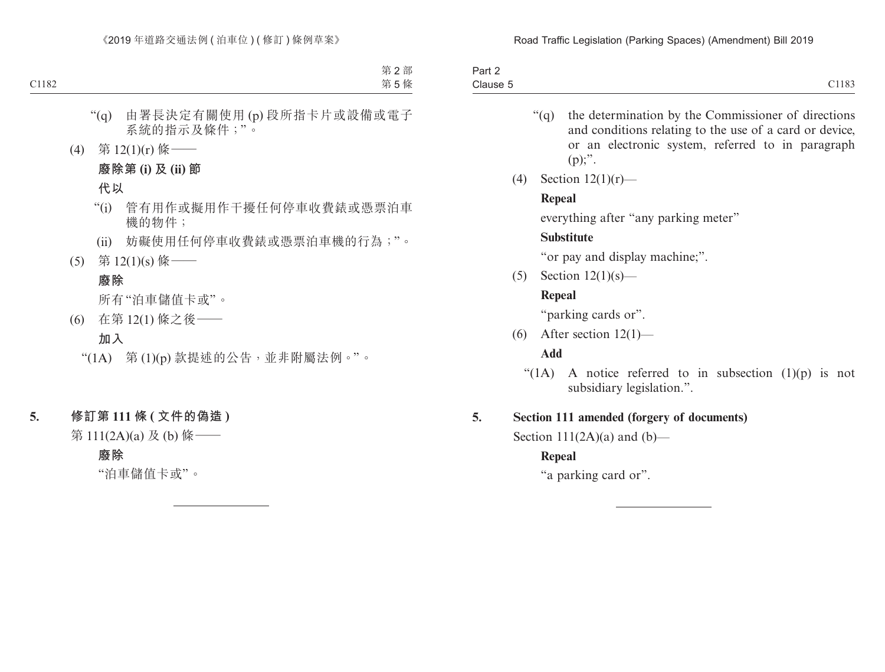“(q) 由署長決定有關使用 (p) 段所指卡片或設備或電子系統的指示及條件；”。

(4) 第 12(1)(r) 條——

**廢除第 (i) 及 (ii) 節**

**代以**

“(i) 管有用作或擬用作干擾任何停車收費錶或憑票泊車機的物件；

(ii) 妨礙使用任何停車收費錶或憑票泊車機的行為；”。

(5) 第 12(1)(s) 條——

**廢除**

所有“泊車儲值卡或”。

(6) 在第 12(1) 條之後——

**加入**

“(1A) 第 (1)(p) 款提述的公告，並非附屬法例。”。

**5. 修訂第 111 條 (文件的偽造)**

第 111(2A)(a) 及 (b) 條——

**廢除**

“泊車儲值卡或”。

---

“(q) the determination by the Commissioner of directions and conditions relating to the use of a card or device, or an electronic system, referred to in paragraph (p);”.

(4) Section 12(1)(r)—

**Repeal**

everything after “any parking meter”

**Substitute**

“or pay and display machine;”.

(5) Section 12(1)(s)—

**Repeal**

“parking cards or”.

(6) After section 12(1)—

**Add**

“(1A) A notice referred to in subsection (1)(p) is not subsidiary legislation.”.

**5. Section 111 amended (forgery of documents)**

Section 111(2A)(a) and (b)—

**Repeal**

“a parking card or”.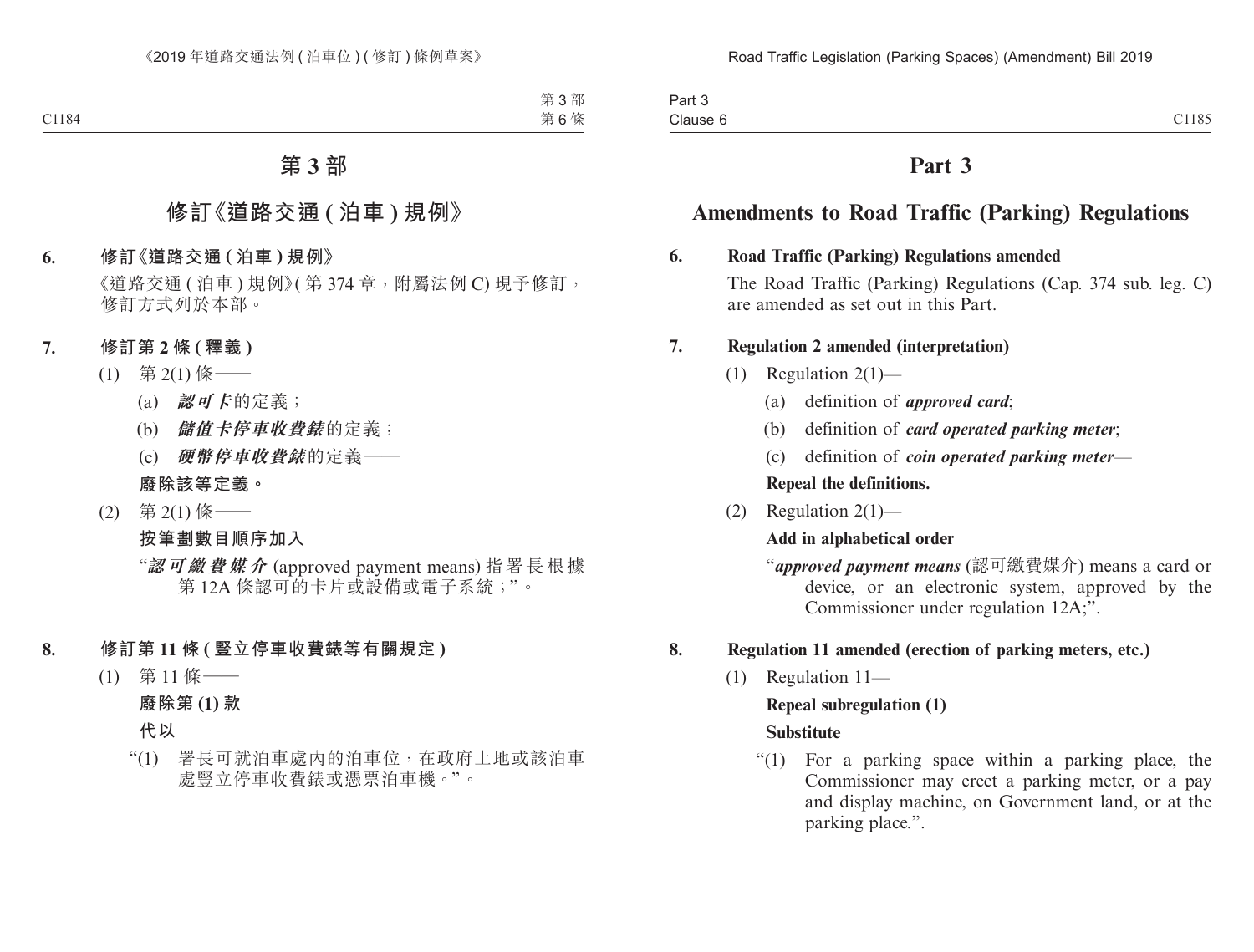# 第 3 部

## 修訂《道路交通 ( 泊車 ) 規例》

**6. 修訂《道路交通 ( 泊車 ) 規例》**

《道路交通 ( 泊車 ) 規例》( 第 374 章，附屬法例 C) 現予修訂，修訂方式列於本部。

**7. 修訂第 2 條 ( 釋義 )**

(1) 第 2(1) 條——

(a) ***認可卡***的定義；

(b) ***儲值卡停車收費錶***的定義；

(c) ***硬幣停車收費錶***的定義——

**廢除該等定義。**

(2) 第 2(1) 條——

**按筆劃數目順序加入**

"***認可繳費媒介*** (approved payment means) 指署長根據第 12A 條認可的卡片或設備或電子系統；"。

**8. 修訂第 11 條 ( 豎立停車收費錶等有關規定 )**

(1) 第 11 條——

**廢除第 (1) 款**

**代以**

"(1) 署長可就泊車處內的泊車位，在政府土地或該泊車處豎立停車收費錶或憑票泊車機。"。

# Part 3

## Amendments to Road Traffic (Parking) Regulations

**6. Road Traffic (Parking) Regulations amended**

The Road Traffic (Parking) Regulations (Cap. 374 sub. leg. C) are amended as set out in this Part.

**7. Regulation 2 amended (interpretation)**

(1) Regulation 2(1)—

(a) definition of ***approved card***;

(b) definition of ***card operated parking meter***;

(c) definition of ***coin operated parking meter***—

**Repeal the definitions.**

(2) Regulation 2(1)—

**Add in alphabetical order**

"***approved payment means*** (認可繳費媒介) means a card or device, or an electronic system, approved by the Commissioner under regulation 12A;".

**8. Regulation 11 amended (erection of parking meters, etc.)**

(1) Regulation 11—

**Repeal subregulation (1)**

**Substitute**

"(1) For a parking space within a parking place, the Commissioner may erect a parking meter, or a pay and display machine, on Government land, or at the parking place.".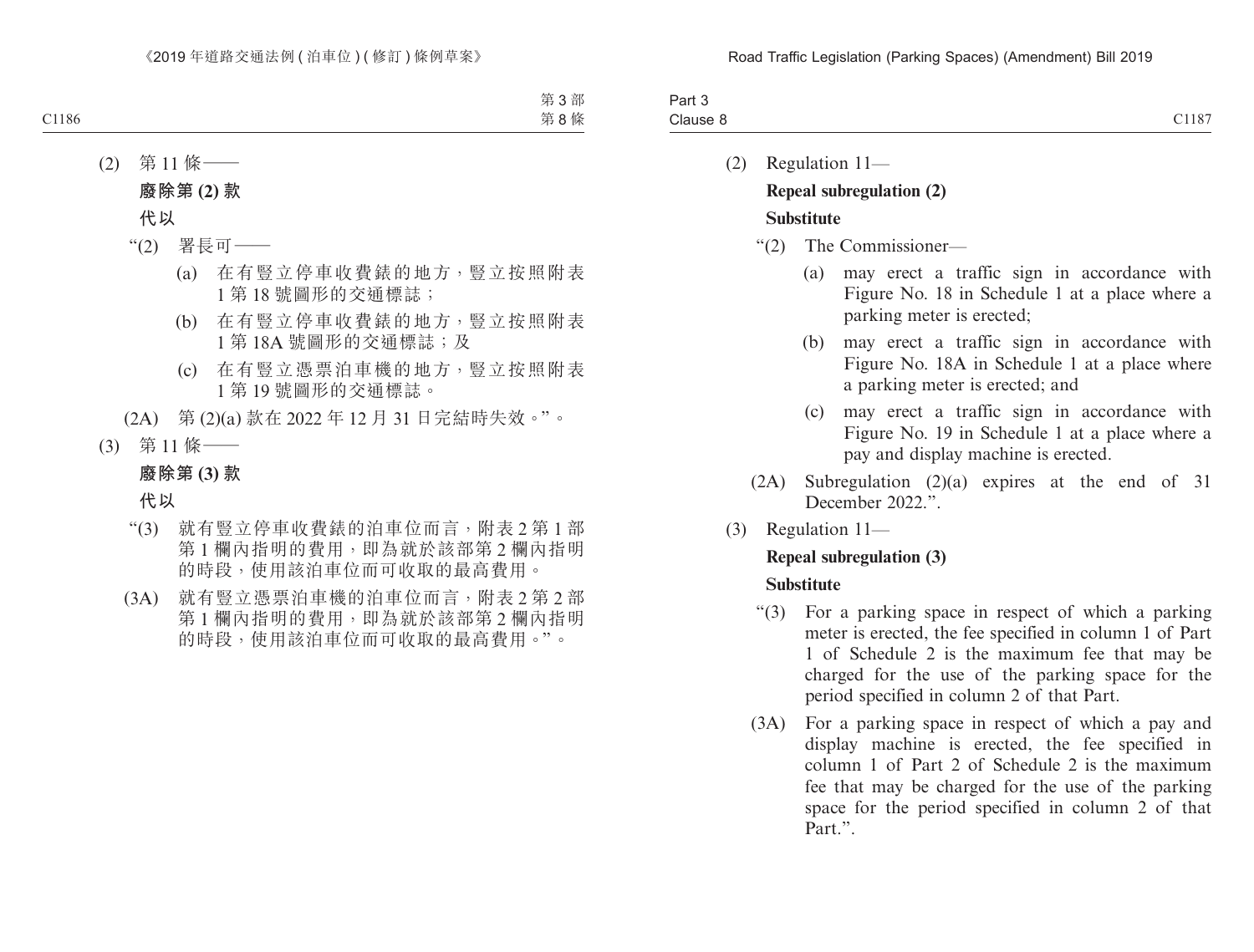(2) 第 11 條——

**廢除第 (2) 款**

**代以**

"(2) 署長可——

(a) 在有豎立停車收費錶的地方，豎立按照附表 1 第 18 號圖形的交通標誌；

(b) 在有豎立停車收費錶的地方，豎立按照附表 1 第 18A 號圖形的交通標誌；及

(c) 在有豎立憑票泊車機的地方，豎立按照附表 1 第 19 號圖形的交通標誌。

(2A) 第 (2)(a) 款在 2022 年 12 月 31 日完結時失效。"。

(3) 第 11 條——

**廢除第 (3) 款**

**代以**

"(3) 就有豎立停車收費錶的泊車位而言，附表 2 第 1 部第 1 欄內指明的費用，即為就於該部第 2 欄內指明的時段，使用該泊車位而可收取的最高費用。

(3A) 就有豎立憑票泊車機的泊車位而言，附表 2 第 2 部第 1 欄內指明的費用，即為就於該部第 2 欄內指明的時段，使用該泊車位而可收取的最高費用。"。

(2) Regulation 11—

**Repeal subregulation (2)**

**Substitute**

"(2) The Commissioner—

(a) may erect a traffic sign in accordance with Figure No. 18 in Schedule 1 at a place where a parking meter is erected;

(b) may erect a traffic sign in accordance with Figure No. 18A in Schedule 1 at a place where a parking meter is erected; and

(c) may erect a traffic sign in accordance with Figure No. 19 in Schedule 1 at a place where a pay and display machine is erected.

(2A) Subregulation (2)(a) expires at the end of 31 December 2022.".

(3) Regulation 11—

**Repeal subregulation (3)**

**Substitute**

"(3) For a parking space in respect of which a parking meter is erected, the fee specified in column 1 of Part 1 of Schedule 2 is the maximum fee that may be charged for the use of the parking space for the period specified in column 2 of that Part.

(3A) For a parking space in respect of which a pay and display machine is erected, the fee specified in column 1 of Part 2 of Schedule 2 is the maximum fee that may be charged for the use of the parking space for the period specified in column 2 of that Part.".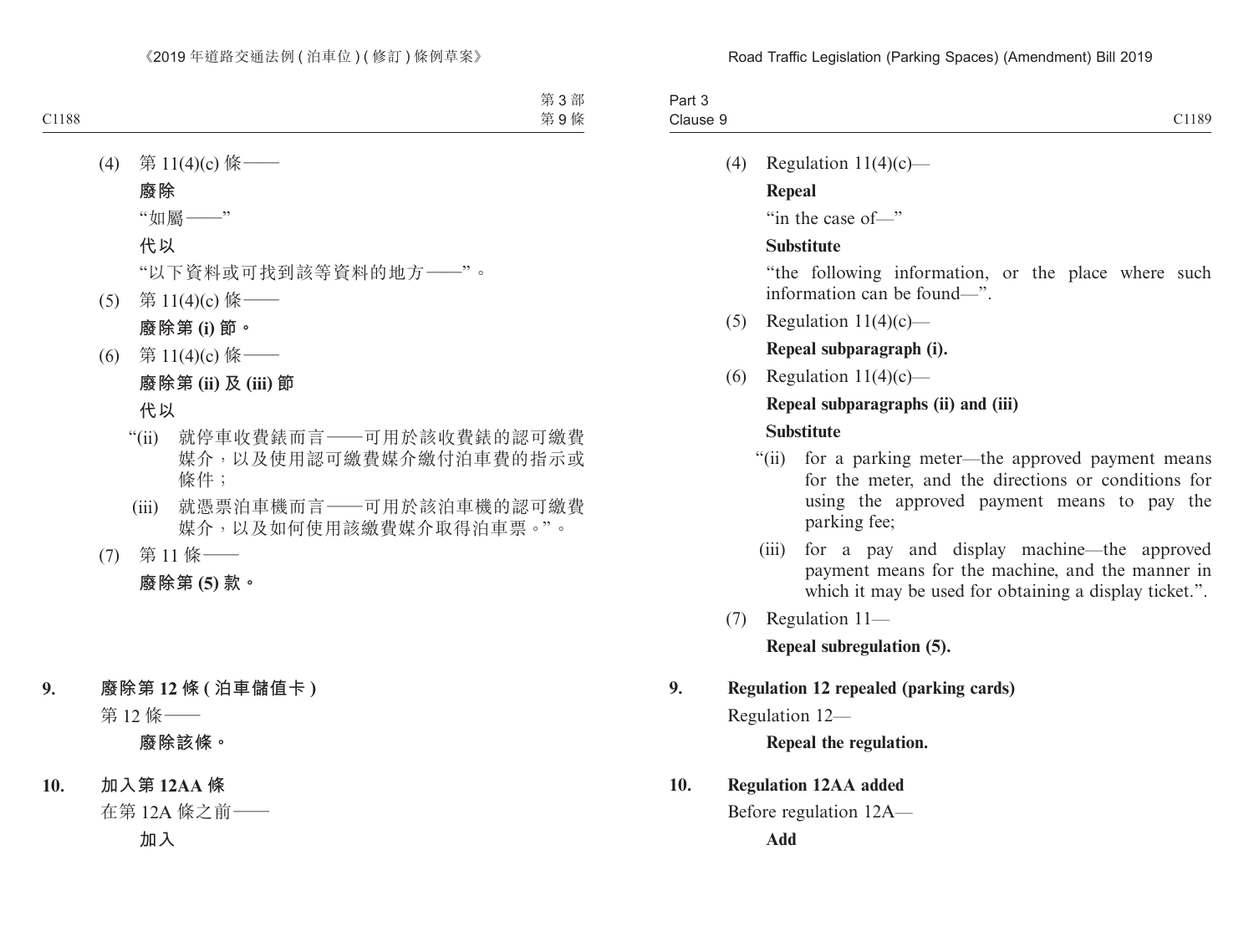(4) 第 11(4)(c) 條——

**廢除**

"如屬——"

**代以**

"以下資料或可找到該等資料的地方——"。

(5) 第 11(4)(c) 條——

**廢除第 (i) 節。**

(6) 第 11(4)(c) 條——

**廢除第 (ii) 及 (iii) 節**

**代以**

"(ii) 就停車收費錶而言——可用於該收費錶的認可繳費媒介，以及使用認可繳費媒介繳付泊車費的指示或條件；

(iii) 就憑票泊車機而言——可用於該泊車機的認可繳費媒介，以及如何使用該繳費媒介取得泊車票。"。

(7) 第 11 條——

**廢除第 (5) 款。**

**9. 廢除第 12 條 (泊車儲值卡)**

第 12 條——

**廢除該條。**

**10. 加入第 12AA 條**

在第 12A 條之前——

**加入**

(4) Regulation 11(4)(c)—

**Repeal**

"in the case of—"

**Substitute**

"the following information, or the place where such information can be found—".

(5) Regulation 11(4)(c)—

**Repeal subparagraph (i).**

(6) Regulation 11(4)(c)—

**Repeal subparagraphs (ii) and (iii)**

**Substitute**

"(ii) for a parking meter—the approved payment means for the meter, and the directions or conditions for using the approved payment means to pay the parking fee;

(iii) for a pay and display machine—the approved payment means for the machine, and the manner in which it may be used for obtaining a display ticket.".

(7) Regulation 11—

**Repeal subregulation (5).**

**9. Regulation 12 repealed (parking cards)**

Regulation 12—

**Repeal the regulation.**

**10. Regulation 12AA added**

Before regulation 12A—

**Add**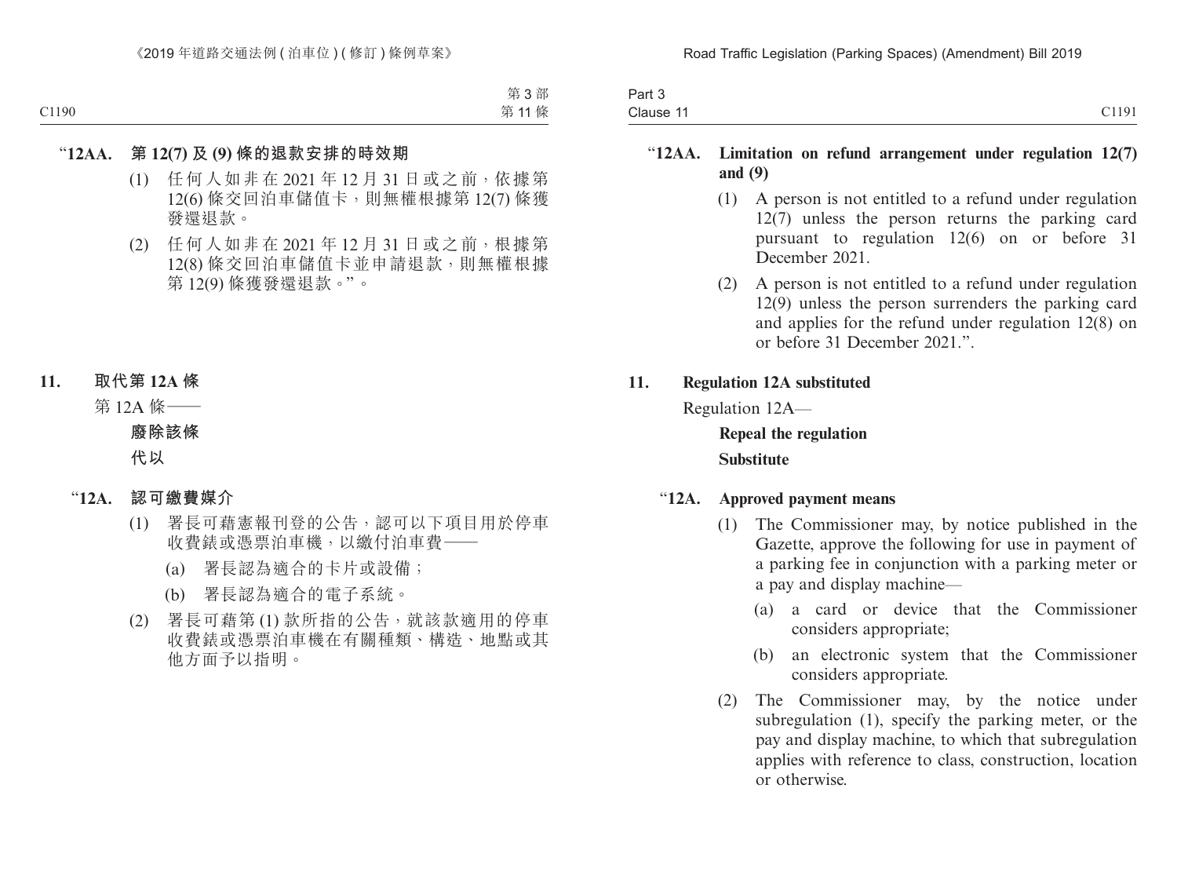“**12AA. 第 12(7) 及 (9) 條的退款安排的時效期**

(1) 任何人如非在 2021 年 12 月 31 日或之前，依據第 12(6) 條交回泊車儲值卡，則無權根據第 12(7) 條獲發還退款。

(2) 任何人如非在 2021 年 12 月 31 日或之前，根據第 12(8) 條交回泊車儲值卡並申請退款，則無權根據第 12(9) 條獲發還退款。”。

**11. 取代第 12A 條**

第 12A 條——

**廢除該條**

**代以**

“**12A. 認可繳費媒介**

(1) 署長可藉憲報刊登的公告，認可以下項目用於停車收費錶或憑票泊車機，以繳付泊車費——

(a) 署長認為適合的卡片或設備；

(b) 署長認為適合的電子系統。

(2) 署長可藉第 (1) 款所指的公告，就該款適用的停車收費錶或憑票泊車機在有關種類、構造、地點或其他方面予以指明。

“**12AA. Limitation on refund arrangement under regulation 12(7) and (9)**

(1) A person is not entitled to a refund under regulation 12(7) unless the person returns the parking card pursuant to regulation 12(6) on or before 31 December 2021.

(2) A person is not entitled to a refund under regulation 12(9) unless the person surrenders the parking card and applies for the refund under regulation 12(8) on or before 31 December 2021.”.

**11. Regulation 12A substituted**

Regulation 12A—

**Repeal the regulation**

**Substitute**

“**12A. Approved payment means**

(1) The Commissioner may, by notice published in the Gazette, approve the following for use in payment of a parking fee in conjunction with a parking meter or a pay and display machine—

(a) a card or device that the Commissioner considers appropriate;

(b) an electronic system that the Commissioner considers appropriate.

(2) The Commissioner may, by the notice under subregulation (1), specify the parking meter, or the pay and display machine, to which that subregulation applies with reference to class, construction, location or otherwise.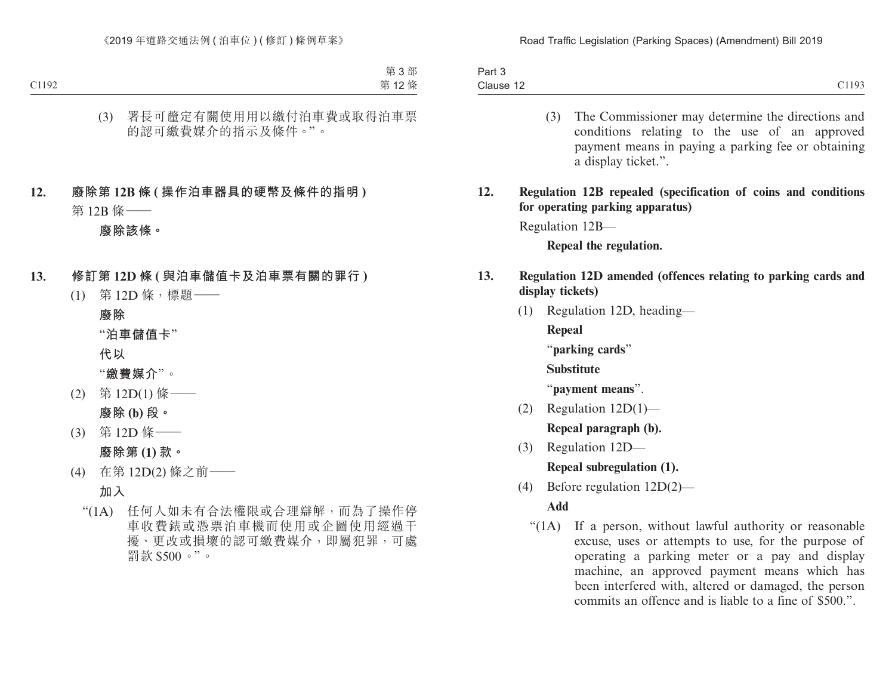(3) 署長可釐定有關使用用以繳付泊車費或取得泊車票的認可繳費媒介的指示及條件。”。

**12. 廢除第 12B 條 (操作泊車器具的硬幣及條件的指明)**

第 12B 條——

**廢除該條。**

**13. 修訂第 12D 條 (與泊車儲值卡及泊車票有關的罪行)**

(1) 第 12D 條，標題——

**廢除**

“**泊車儲值卡**”

**代以**

“**繳費媒介**”。

(2) 第 12D(1) 條——

**廢除 (b) 段。**

(3) 第 12D 條——

**廢除第 (1) 款。**

(4) 在第 12D(2) 條之前——

**加入**

“(1A) 任何人如未有合法權限或合理辯解，而為了操作停車收費錶或憑票泊車機而使用或企圖使用經過干擾、更改或損壞的認可繳費媒介，即屬犯罪，可處罰款 $500。”。

(3) The Commissioner may determine the directions and conditions relating to the use of an approved payment means in paying a parking fee or obtaining a display ticket.”.

**12. Regulation 12B repealed (specification of coins and conditions for operating parking apparatus)**

Regulation 12B—

**Repeal the regulation.**

**13. Regulation 12D amended (offences relating to parking cards and display tickets)**

(1) Regulation 12D, heading—

**Repeal**

“**parking cards**”

**Substitute**

“**payment means**”.

(2) Regulation 12D(1)—

**Repeal paragraph (b).**

(3) Regulation 12D—

**Repeal subregulation (1).**

(4) Before regulation 12D(2)—

**Add**

“(1A) If a person, without lawful authority or reasonable excuse, uses or attempts to use, for the purpose of operating a parking meter or a pay and display machine, an approved payment means which has been interfered with, altered or damaged, the person commits an offence and is liable to a fine of $500.”.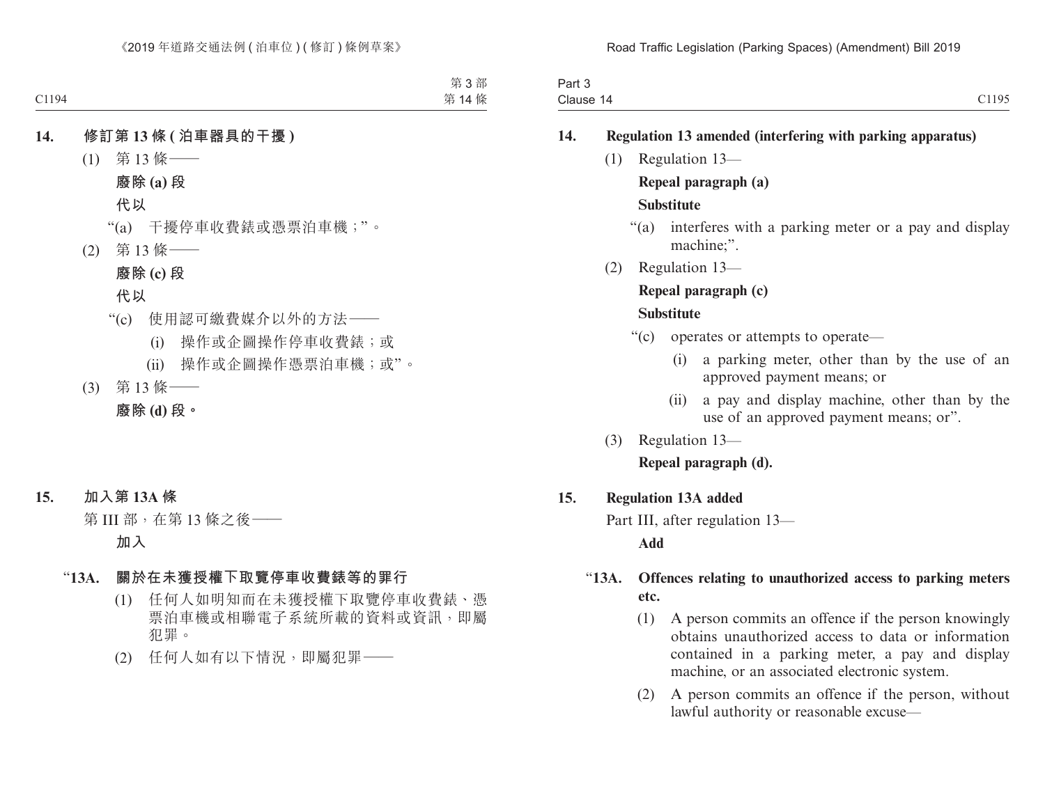**14. 修訂第 13 條 (泊車器具的干擾)**

(1) 第 13 條——

**廢除 (a) 段**

**代以**

“(a) 干擾停車收費錶或憑票泊車機；”。

(2) 第 13 條——

**廢除 (c) 段**

**代以**

“(c) 使用認可繳費媒介以外的方法——

(i) 操作或企圖操作停車收費錶；或

(ii) 操作或企圖操作憑票泊車機；或”。

(3) 第 13 條——

**廢除 (d) 段。**

**15. 加入第 13A 條**

第 III 部，在第 13 條之後——

**加入**

“**13A. 關於在未獲授權下取覽停車收費錶等的罪行**

(1) 任何人如明知而在未獲授權下取覽停車收費錶、憑票泊車機或相聯電子系統所載的資料或資訊，即屬犯罪。

(2) 任何人如有以下情況，即屬犯罪——

**14. Regulation 13 amended (interfering with parking apparatus)**

(1) Regulation 13—

**Repeal paragraph (a)**

**Substitute**

“(a) interferes with a parking meter or a pay and display machine;”.

(2) Regulation 13—

**Repeal paragraph (c)**

**Substitute**

“(c) operates or attempts to operate—

(i) a parking meter, other than by the use of an approved payment means; or

(ii) a pay and display machine, other than by the use of an approved payment means; or”.

(3) Regulation 13—

**Repeal paragraph (d).**

**15. Regulation 13A added**

Part III, after regulation 13—

**Add**

“**13A. Offences relating to unauthorized access to parking meters etc.**

(1) A person commits an offence if the person knowingly obtains unauthorized access to data or information contained in a parking meter, a pay and display machine, or an associated electronic system.

(2) A person commits an offence if the person, without lawful authority or reasonable excuse—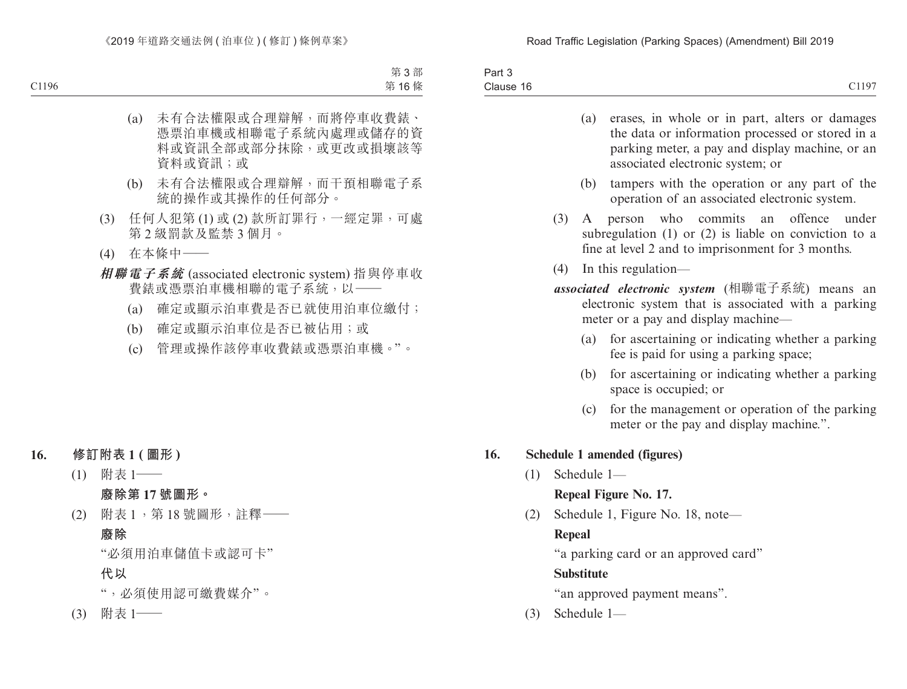(a) 未有合法權限或合理辯解，而將停車收費錶、憑票泊車機或相聯電子系統內處理或儲存的資料或資訊全部或部分抹除，或更改或損壞該等資料或資訊；或

(b) 未有合法權限或合理辯解，而干預相聯電子系統的操作或其操作的任何部分。

(3) 任何人犯第 (1) 或 (2) 款所訂罪行，一經定罪，可處第 2 級罰款及監禁 3 個月。

(4) 在本條中——

***相聯電子系統*** (associated electronic system) 指與停車收費錶或憑票泊車機相聯的電子系統，以——

(a) 確定或顯示泊車費是否已就使用泊車位繳付；

(b) 確定或顯示泊車位是否已被佔用；或

(c) 管理或操作該停車收費錶或憑票泊車機。”。

## 16. 修訂附表 1 (圖形)

(1) 附表 1——

**廢除第 17 號圖形。**

(2) 附表 1，第 18 號圖形，註釋——

**廢除**

“必須用泊車儲值卡或認可卡”

**代以**

“，必須使用認可繳費媒介”。

(3) 附表 1——

(a) erases, in whole or in part, alters or damages the data or information processed or stored in a parking meter, a pay and display machine, or an associated electronic system; or

(b) tampers with the operation or any part of the operation of an associated electronic system.

(3) A person who commits an offence under subregulation (1) or (2) is liable on conviction to a fine at level 2 and to imprisonment for 3 months.

(4) In this regulation—

***associated electronic system*** (相聯電子系統) means an electronic system that is associated with a parking meter or a pay and display machine—

(a) for ascertaining or indicating whether a parking fee is paid for using a parking space;

(b) for ascertaining or indicating whether a parking space is occupied; or

(c) for the management or operation of the parking meter or the pay and display machine.”.

## 16. Schedule 1 amended (figures)

(1) Schedule 1—

**Repeal Figure No. 17.**

(2) Schedule 1, Figure No. 18, note—

**Repeal**

“a parking card or an approved card”

**Substitute**

“an approved payment means”.

(3) Schedule 1—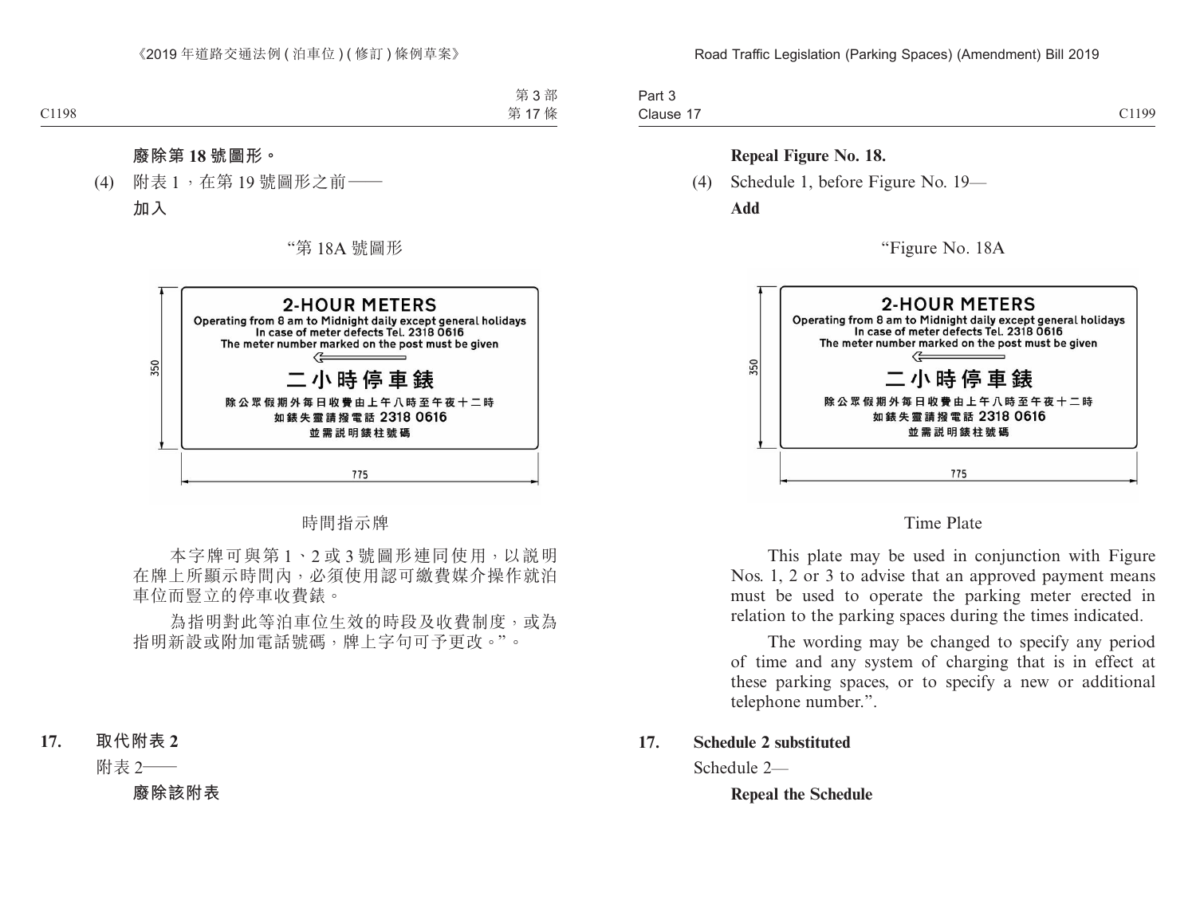**廢除第 18 號圖形。**

(4) 附表 1，在第 19 號圖形之前——

**加入**

"第 18A 號圖形

2-HOUR METERS
Operating from 8 am to Midnight daily except general holidays
In case of meter defects Tel. 2318 0616
The meter number marked on the post must be given

二小時停車錶
除公眾假期外每日收費由上午八時至午夜十二時
如錶失靈請撥電話 2318 0616
並需說明錶柱號碼

350

775

時間指示牌

本字牌可與第 1、2 或 3 號圖形連同使用，以說明在牌上所顯示時間內，必須使用認可繳費媒介操作就泊車位而豎立的停車收費錶。

為指明對此等泊車位生效的時段及收費制度，或為指明新設或附加電話號碼，牌上字句可予更改。"。

**17. 取代附表 2**

附表 2——

**廢除該附表**

**Repeal Figure No. 18.**

(4) Schedule 1, before Figure No. 19—

**Add**

"Figure No. 18A

2-HOUR METERS
Operating from 8 am to Midnight daily except general holidays
In case of meter defects Tel. 2318 0616
The meter number marked on the post must be given

二小時停車錶
除公眾假期外每日收費由上午八時至午夜十二時
如錶失靈請撥電話 2318 0616
並需說明錶柱號碼

350

775

Time Plate

This plate may be used in conjunction with Figure Nos. 1, 2 or 3 to advise that an approved payment means must be used to operate the parking meter erected in relation to the parking spaces during the times indicated.

The wording may be changed to specify any period of time and any system of charging that is in effect at these parking spaces, or to specify a new or additional telephone number.".

**17. Schedule 2 substituted**

Schedule 2—

**Repeal the Schedule**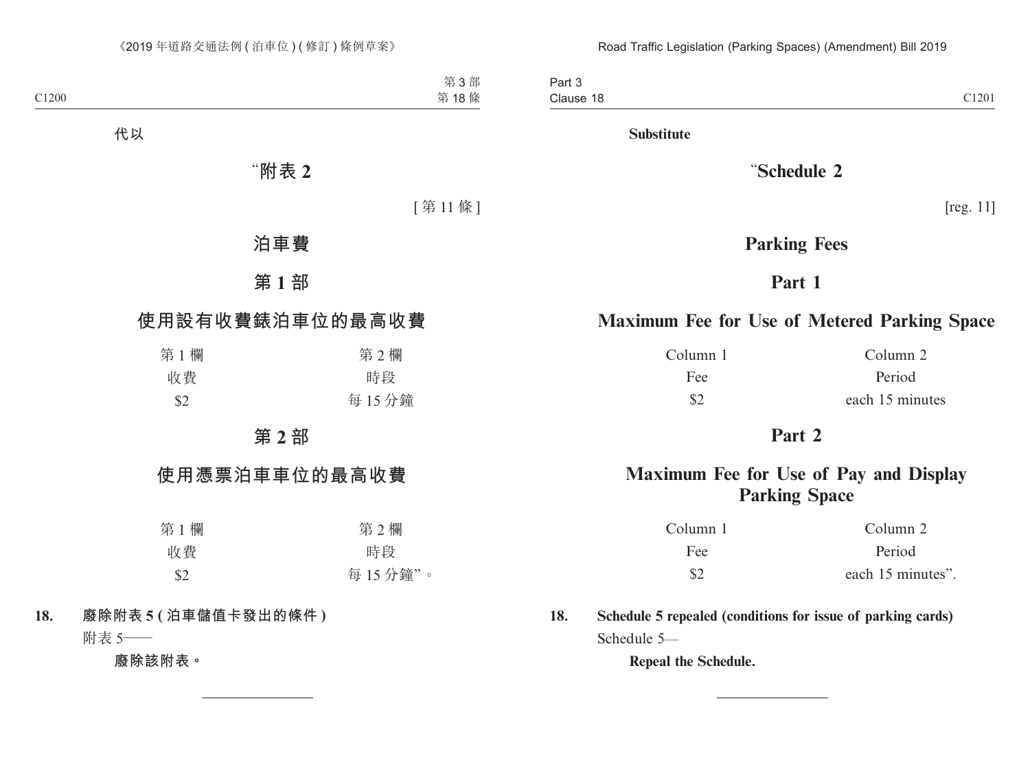代以

# “附表 2

[第 11 條]

## 泊車費

## 第 1 部

## 使用設有收費錶泊車位的最高收費

| 第 1 欄 | 第 2 欄 |
|---|---|
| 收費 | 時段 |
| $2 | 每 15 分鐘 |

## 第 2 部

## 使用憑票泊車車位的最高收費

| 第 1 欄 | 第 2 欄 |
|---|---|
| 收費 | 時段 |
| $2 | 每 15 分鐘”。 |

**18. 廢除附表 5 (泊車儲值卡發出的條件)**

附表 5——

**廢除該附表。**

**Substitute**

# “Schedule 2

[reg. 11]

## Parking Fees

## Part 1

## Maximum Fee for Use of Metered Parking Space

| Column 1 | Column 2 |
|---|---|
| Fee | Period |
| $2 | each 15 minutes |

## Part 2

## Maximum Fee for Use of Pay and Display Parking Space

| Column 1 | Column 2 |
|---|---|
| Fee | Period |
| $2 | each 15 minutes”. |

**18. Schedule 5 repealed (conditions for issue of parking cards)**

Schedule 5—

**Repeal the Schedule.**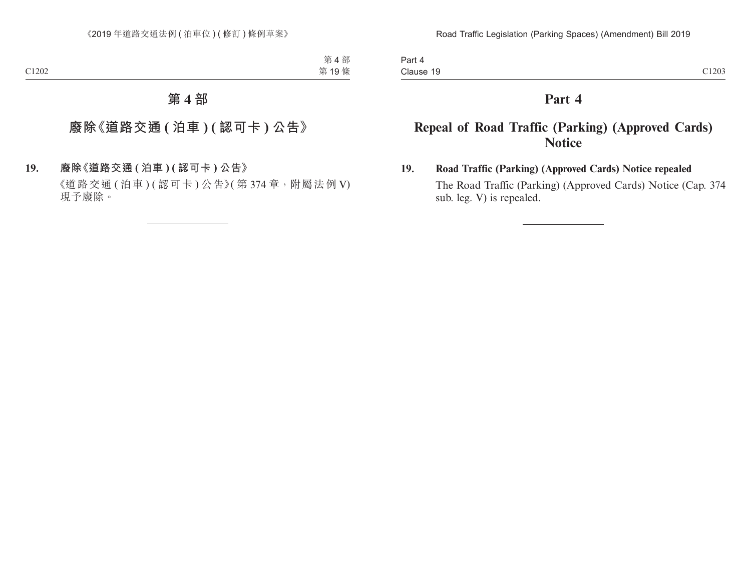# 第 4 部

## 廢除《道路交通 ( 泊車 ) ( 認可卡 ) 公告》

**19. 廢除《道路交通 ( 泊車 ) ( 認可卡 ) 公告》**

《道路交通 ( 泊車 ) ( 認可卡 ) 公告》( 第 374 章，附屬法例 V) 現予廢除。

# Part 4

## Repeal of Road Traffic (Parking) (Approved Cards) Notice

**19. Road Traffic (Parking) (Approved Cards) Notice repealed**

The Road Traffic (Parking) (Approved Cards) Notice (Cap. 374 sub. leg. V) is repealed.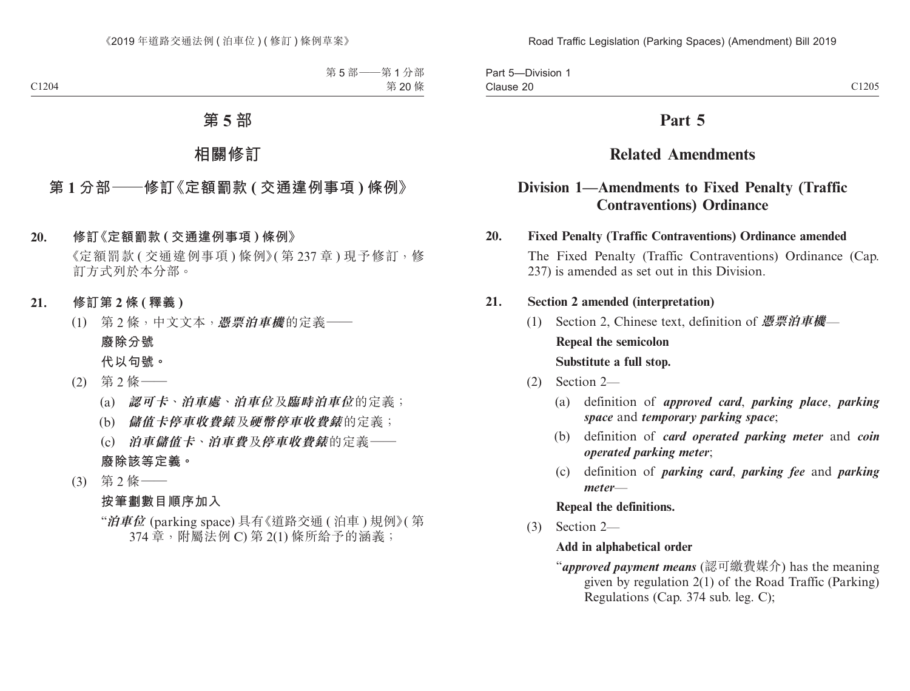# 第 5 部

## 相關修訂

### 第 1 分部——修訂《定額罰款 (交通違例事項) 條例》

**20. 修訂《定額罰款 (交通違例事項) 條例》**

《定額罰款 (交通違例事項) 條例》(第 237 章) 現予修訂，修訂方式列於本分部。

**21. 修訂第 2 條 (釋義)**

(1) 第 2 條，中文文本，***憑票泊車機***的定義——

**廢除分號**

**代以句號。**

(2) 第 2 條——

(a) ***認可卡***、***泊車處***、***泊車位***及***臨時泊車位***的定義；

(b) ***儲值卡停車收費錶***及***硬幣停車收費錶***的定義；

(c) ***泊車儲值卡***、***泊車費***及***停車收費錶***的定義——

**廢除該等定義。**

(3) 第 2 條——

**按筆劃數目順序加入**

"***泊車位*** (parking space) 具有《道路交通 (泊車) 規例》(第 374 章，附屬法例 C) 第 2(1) 條所給予的涵義；

# Part 5

## Related Amendments

### Division 1—Amendments to Fixed Penalty (Traffic Contraventions) Ordinance

**20. Fixed Penalty (Traffic Contraventions) Ordinance amended**

The Fixed Penalty (Traffic Contraventions) Ordinance (Cap. 237) is amended as set out in this Division.

**21. Section 2 amended (interpretation)**

(1) Section 2, Chinese text, definition of ***憑票泊車機***—

**Repeal the semicolon**

**Substitute a full stop.**

(2) Section 2—

(a) definition of ***approved card***, ***parking place***, ***parking space*** and ***temporary parking space***;

(b) definition of ***card operated parking meter*** and ***coin operated parking meter***;

(c) definition of ***parking card***, ***parking fee*** and ***parking meter***—

**Repeal the definitions.**

(3) Section 2—

**Add in alphabetical order**

"***approved payment means*** (認可繳費媒介) has the meaning given by regulation 2(1) of the Road Traffic (Parking) Regulations (Cap. 374 sub. leg. C);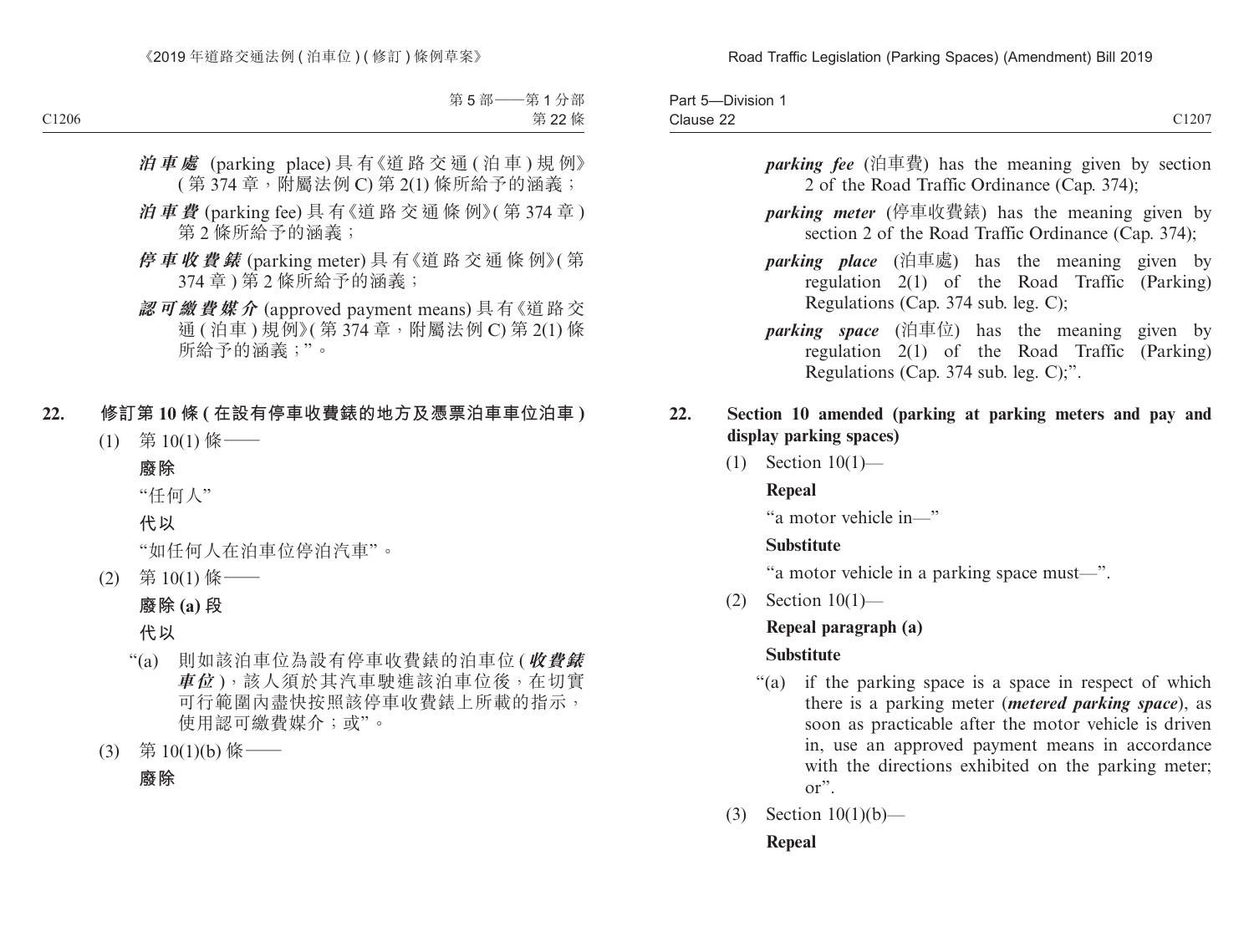***泊車處*** (parking place) 具有《道路交通 (泊車) 規例》(第 374 章，附屬法例 C) 第 2(1) 條所給予的涵義；

***泊車費*** (parking fee) 具有《道路交通條例》(第 374 章) 第 2 條所給予的涵義；

***停車收費錶*** (parking meter) 具有《道路交通條例》(第 374 章) 第 2 條所給予的涵義；

***認可繳費媒介*** (approved payment means) 具有《道路交通 (泊車) 規例》(第 374 章，附屬法例 C) 第 2(1) 條所給予的涵義；”。

## 22. 修訂第 10 條 (在設有停車收費錶的地方及憑票泊車車位泊車)

(1) 第 10(1) 條——

**廢除**

“任何人”

**代以**

“如任何人在泊車位停泊汽車”。

(2) 第 10(1) 條——

**廢除 (a) 段**

**代以**

“(a) 則如該泊車位為設有停車收費錶的泊車位 (***收費錶車位***)，該人須於其汽車駛進該泊車位後，在切實可行範圍內盡快按照該停車收費錶上所載的指示，使用認可繳費媒介；或”。

(3) 第 10(1)(b) 條——

**廢除**

***parking fee*** (泊車費) has the meaning given by section 2 of the Road Traffic Ordinance (Cap. 374);

***parking meter*** (停車收費錶) has the meaning given by section 2 of the Road Traffic Ordinance (Cap. 374);

***parking place*** (泊車處) has the meaning given by regulation 2(1) of the Road Traffic (Parking) Regulations (Cap. 374 sub. leg. C);

***parking space*** (泊車位) has the meaning given by regulation 2(1) of the Road Traffic (Parking) Regulations (Cap. 374 sub. leg. C);”.

## 22. Section 10 amended (parking at parking meters and pay and display parking spaces)

(1) Section 10(1)—

**Repeal**

“a motor vehicle in—”

**Substitute**

“a motor vehicle in a parking space must—”.

(2) Section 10(1)—

**Repeal paragraph (a)**

**Substitute**

“(a) if the parking space is a space in respect of which there is a parking meter (***metered parking space***), as soon as practicable after the motor vehicle is driven in, use an approved payment means in accordance with the directions exhibited on the parking meter; or”.

(3) Section 10(1)(b)—

**Repeal**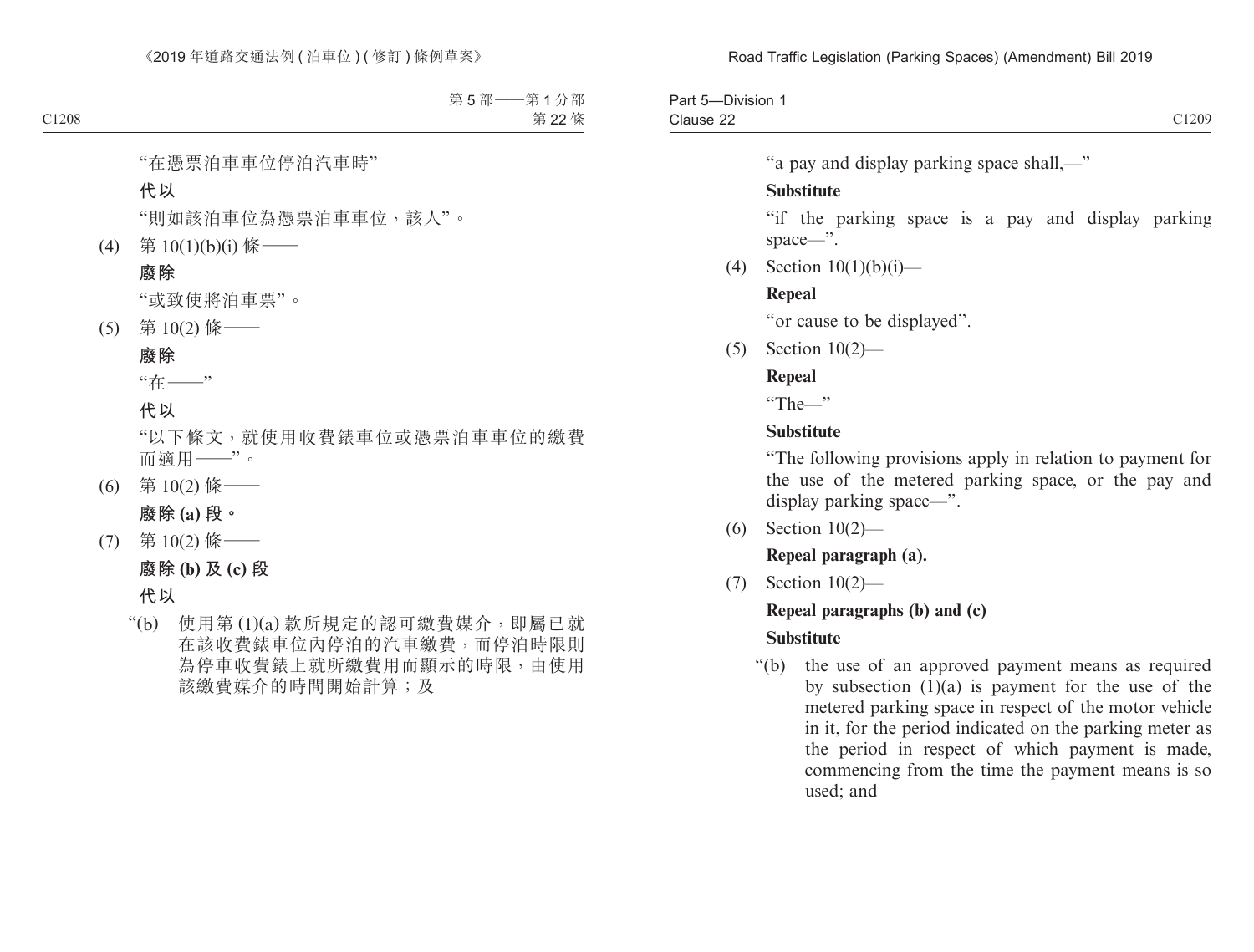"在憑票泊車車位停泊汽車時"

**代以**

"則如該泊車位為憑票泊車車位，該人"。

(4) 第 10(1)(b)(i) 條——

**廢除**

"或致使將泊車票"。

(5) 第 10(2) 條——

**廢除**

"在——"

**代以**

"以下條文，就使用收費錶車位或憑票泊車車位的繳費而適用——"。

(6) 第 10(2) 條——

**廢除 (a) 段。**

(7) 第 10(2) 條——

**廢除 (b) 及 (c) 段**

**代以**

"(b) 使用第 (1)(a) 款所規定的認可繳費媒介，即屬已就在該收費錶車位內停泊的汽車繳費，而停泊時限則為停車收費錶上就所繳費用而顯示的時限，由使用該繳費媒介的時間開始計算；及

"a pay and display parking space shall,—"

**Substitute**

"if the parking space is a pay and display parking space—".

(4) Section 10(1)(b)(i)—

**Repeal**

"or cause to be displayed".

(5) Section 10(2)—

**Repeal**

"The—"

**Substitute**

"The following provisions apply in relation to payment for the use of the metered parking space, or the pay and display parking space—".

(6) Section 10(2)—

**Repeal paragraph (a).**

(7) Section 10(2)—

**Repeal paragraphs (b) and (c)**

**Substitute**

"(b) the use of an approved payment means as required by subsection (1)(a) is payment for the use of the metered parking space in respect of the motor vehicle in it, for the period indicated on the parking meter as the period in respect of which payment is made, commencing from the time the payment means is so used; and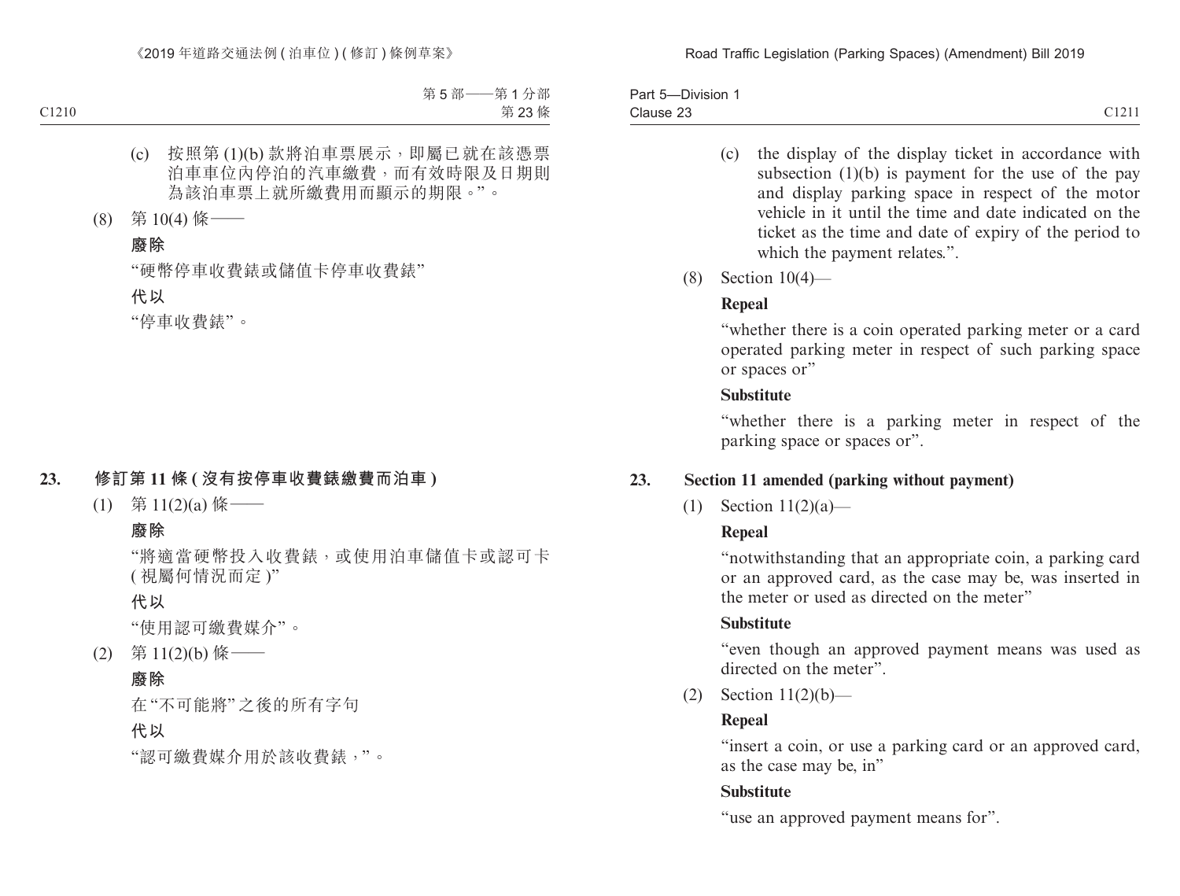(c) 按照第 (1)(b) 款將泊車票展示，即屬已就在該憑票泊車車位內停泊的汽車繳費，而有效時限及日期則為該泊車票上就所繳費用而顯示的期限。”。

(8) 第 10(4) 條——

**廢除**

“硬幣停車收費錶或儲值卡停車收費錶”

**代以**

“停車收費錶”。

### 23. 修訂第 11 條 (沒有按停車收費錶繳費而泊車)

(1) 第 11(2)(a) 條——

**廢除**

“將適當硬幣投入收費錶，或使用泊車儲值卡或認可卡 (視屬何情況而定)”

**代以**

“使用認可繳費媒介”。

(2) 第 11(2)(b) 條——

**廢除**

在“不可能將”之後的所有字句

**代以**

“認可繳費媒介用於該收費錶，”。

(c) the display of the display ticket in accordance with subsection (1)(b) is payment for the use of the pay and display parking space in respect of the motor vehicle in it until the time and date indicated on the ticket as the time and date of expiry of the period to which the payment relates.”.

(8) Section 10(4)—

**Repeal**

“whether there is a coin operated parking meter or a card operated parking meter in respect of such parking space or spaces or”

**Substitute**

“whether there is a parking meter in respect of the parking space or spaces or”.

### 23. Section 11 amended (parking without payment)

(1) Section 11(2)(a)—

**Repeal**

“notwithstanding that an appropriate coin, a parking card or an approved card, as the case may be, was inserted in the meter or used as directed on the meter”

**Substitute**

“even though an approved payment means was used as directed on the meter”.

(2) Section 11(2)(b)—

**Repeal**

“insert a coin, or use a parking card or an approved card, as the case may be, in”

**Substitute**

“use an approved payment means for”.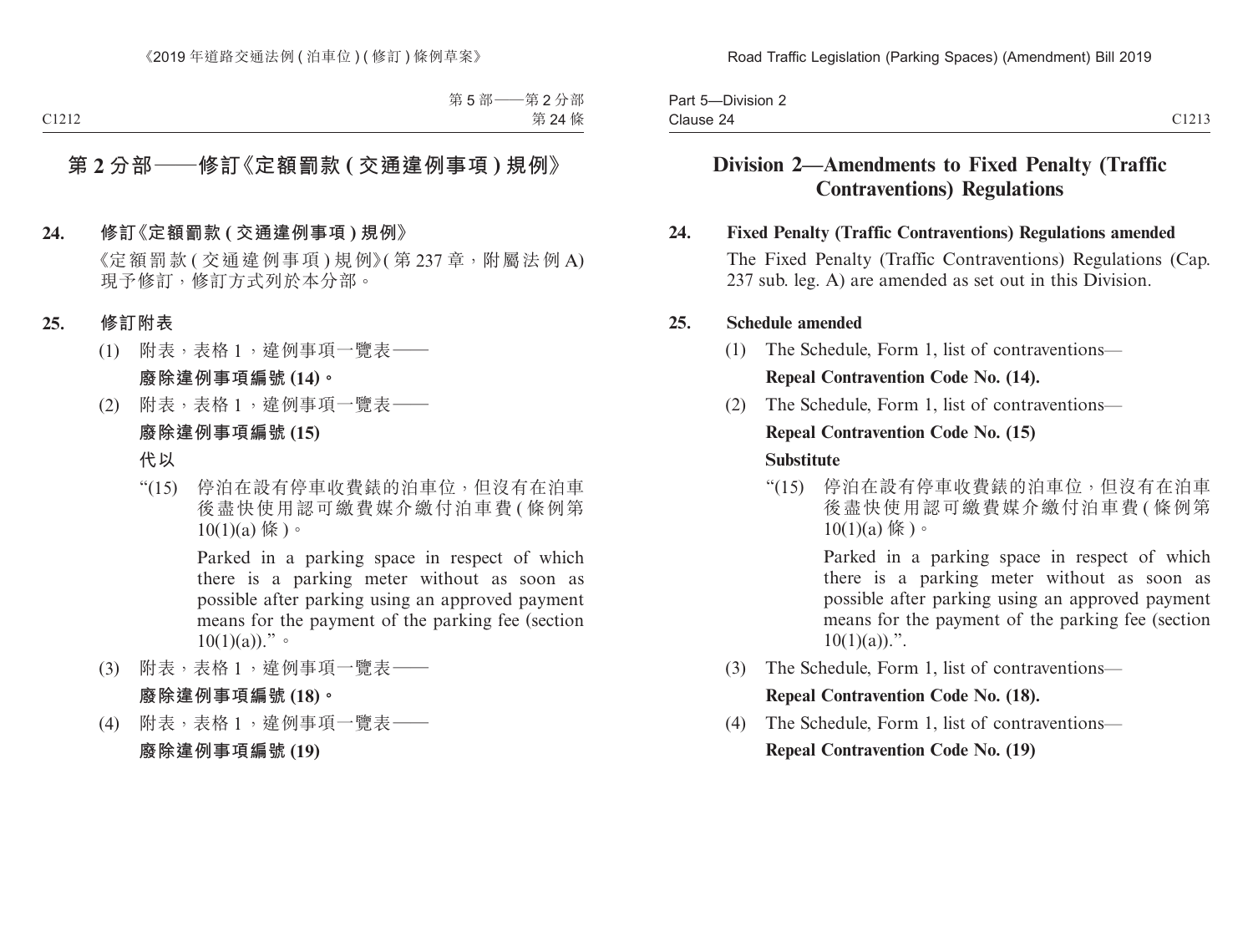## 第 2 分部——修訂《定額罰款 (交通違例事項) 規例》

**24. 修訂《定額罰款 (交通違例事項) 規例》**

《定額罰款 (交通違例事項) 規例》(第 237 章，附屬法例 A) 現予修訂，修訂方式列於本分部。

**25. 修訂附表**

(1) 附表，表格 1，違例事項一覽表——

**廢除違例事項編號 (14)。**

(2) 附表，表格 1，違例事項一覽表——

**廢除違例事項編號 (15)**

**代以**

“(15) 停泊在設有停車收費錶的泊車位，但沒有在泊車後盡快使用認可繳費媒介繳付泊車費 (條例第 10(1)(a) 條)。

Parked in a parking space in respect of which there is a parking meter without as soon as possible after parking using an approved payment means for the payment of the parking fee (section 10(1)(a)).”。

(3) 附表，表格 1，違例事項一覽表——

**廢除違例事項編號 (18)。**

(4) 附表，表格 1，違例事項一覽表——

**廢除違例事項編號 (19)**

## Division 2—Amendments to Fixed Penalty (Traffic Contraventions) Regulations

**24. Fixed Penalty (Traffic Contraventions) Regulations amended**

The Fixed Penalty (Traffic Contraventions) Regulations (Cap. 237 sub. leg. A) are amended as set out in this Division.

**25. Schedule amended**

(1) The Schedule, Form 1, list of contraventions—

**Repeal Contravention Code No. (14).**

(2) The Schedule, Form 1, list of contraventions—

**Repeal Contravention Code No. (15)**

**Substitute**

“(15) 停泊在設有停車收費錶的泊車位，但沒有在泊車後盡快使用認可繳費媒介繳付泊車費 (條例第 10(1)(a) 條)。

Parked in a parking space in respect of which there is a parking meter without as soon as possible after parking using an approved payment means for the payment of the parking fee (section 10(1)(a)).”.

(3) The Schedule, Form 1, list of contraventions—

**Repeal Contravention Code No. (18).**

(4) The Schedule, Form 1, list of contraventions—

**Repeal Contravention Code No. (19)**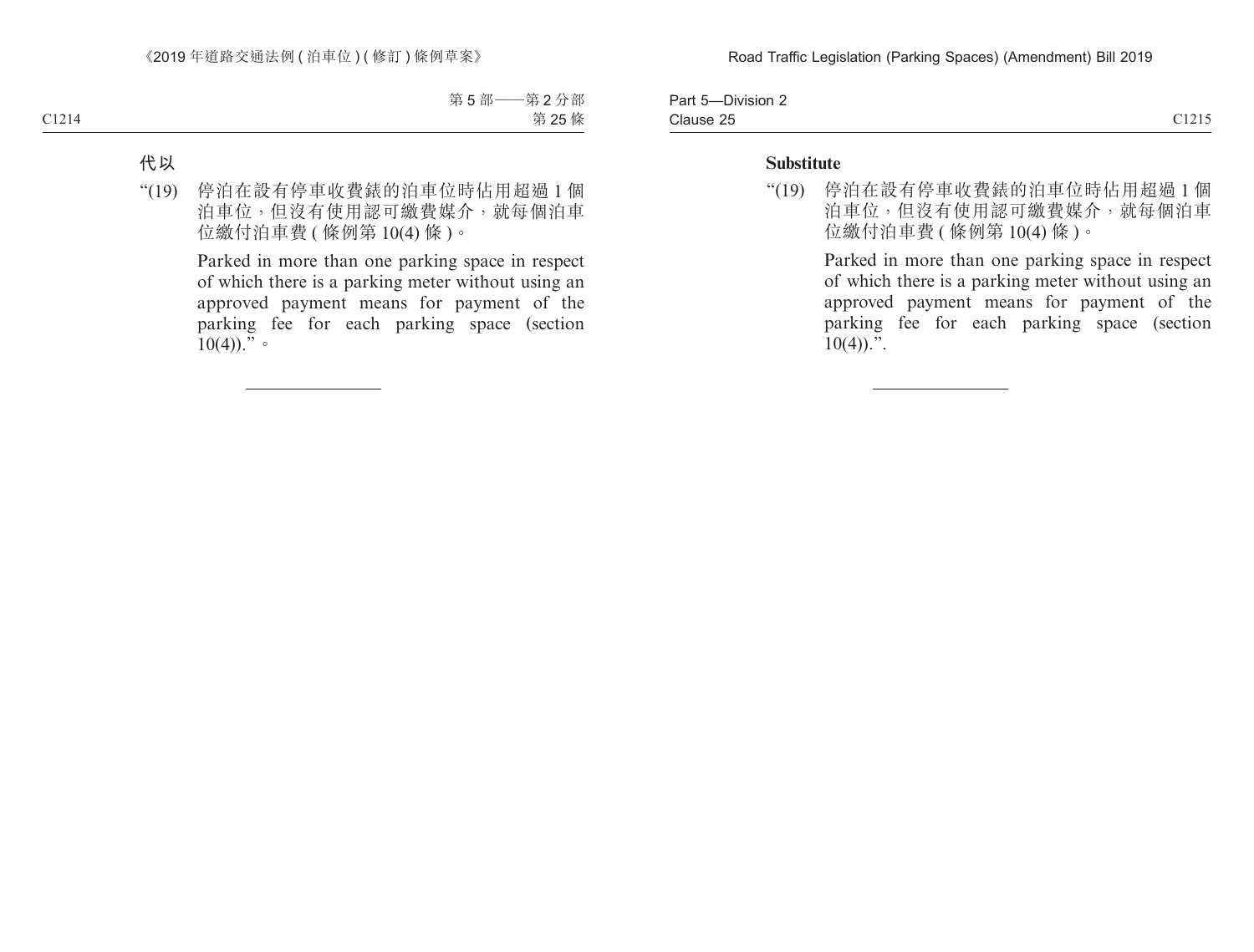**代以**

“(19) 停泊在設有停車收費錶的泊車位時佔用超過 1 個泊車位，但沒有使用認可繳費媒介，就每個泊車位繳付泊車費 (條例第 10(4) 條)。

Parked in more than one parking space in respect of which there is a parking meter without using an approved payment means for payment of the parking fee for each parking space (section 10(4)).”。

**Substitute**

“(19) 停泊在設有停車收費錶的泊車位時佔用超過 1 個泊車位，但沒有使用認可繳費媒介，就每個泊車位繳付泊車費 (條例第 10(4) 條)。

Parked in more than one parking space in respect of which there is a parking meter without using an approved payment means for payment of the parking fee for each parking space (section 10(4)).”.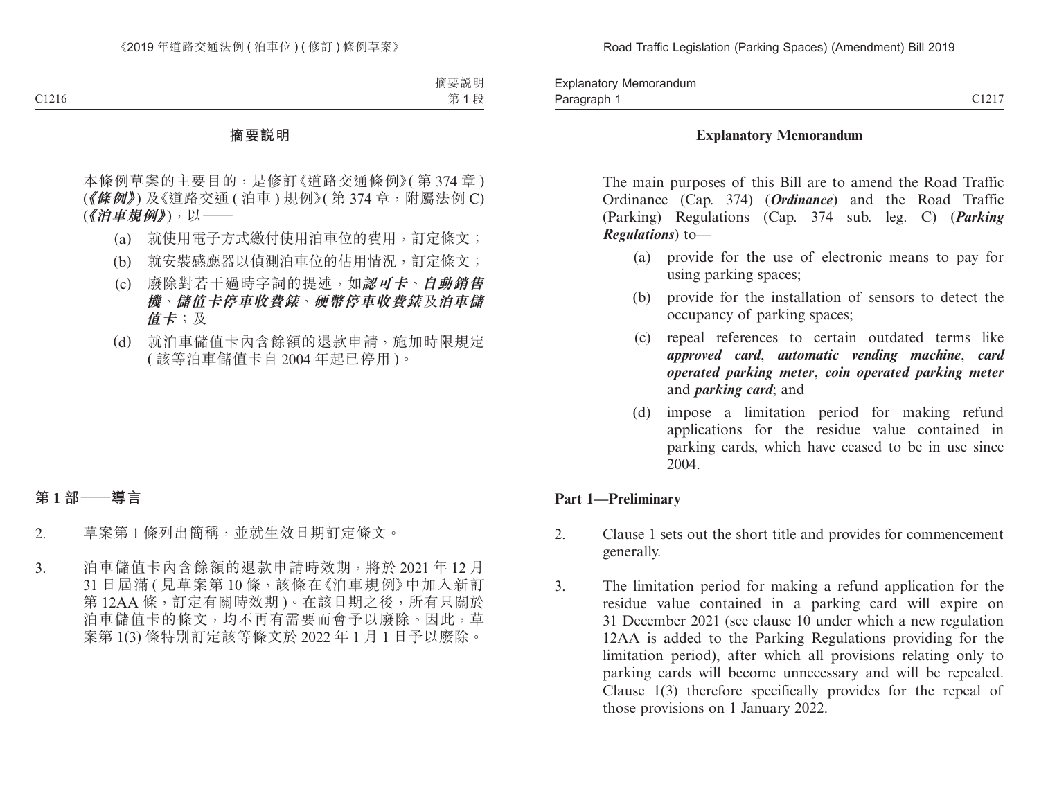## 摘要說明

本條例草案的主要目的，是修訂《道路交通條例》(第 374 章) (***《條例》***) 及《道路交通 (泊車) 規例》(第 374 章，附屬法例 C) (***《泊車規例》***)，以——

- (a) 就使用電子方式繳付使用泊車位的費用，訂定條文；
- (b) 就安裝感應器以偵測泊車位的佔用情況，訂定條文；
- (c) 廢除對若干過時字詞的提述，如***認可卡***、***自動銷售機***、***儲值卡停車收費錶***、***硬幣停車收費錶***及***泊車儲值卡***；及
- (d) 就泊車儲值卡內含餘額的退款申請，施加時限規定 (該等泊車儲值卡自 2004 年起已停用)。

### 第 1 部——導言

2. 草案第 1 條列出簡稱，並就生效日期訂定條文。

3. 泊車儲值卡內含餘額的退款申請時效期，將於 2021 年 12 月 31 日屆滿 (見草案第 10 條，該條在《泊車規例》中加入新訂第 12AA 條，訂定有關時效期)。在該日期之後，所有只關於泊車儲值卡的條文，均不再有需要而會予以廢除。因此，草案第 1(3) 條特別訂定該等條文於 2022 年 1 月 1 日予以廢除。

## Explanatory Memorandum

The main purposes of this Bill are to amend the Road Traffic Ordinance (Cap. 374) (***Ordinance***) and the Road Traffic (Parking) Regulations (Cap. 374 sub. leg. C) (***Parking Regulations***) to—

- (a) provide for the use of electronic means to pay for using parking spaces;
- (b) provide for the installation of sensors to detect the occupancy of parking spaces;
- (c) repeal references to certain outdated terms like ***approved card***, ***automatic vending machine***, ***card operated parking meter***, ***coin operated parking meter*** and ***parking card***; and
- (d) impose a limitation period for making refund applications for the residue value contained in parking cards, which have ceased to be in use since 2004.

### Part 1—Preliminary

2. Clause 1 sets out the short title and provides for commencement generally.

3. The limitation period for making a refund application for the residue value contained in a parking card will expire on 31 December 2021 (see clause 10 under which a new regulation 12AA is added to the Parking Regulations providing for the limitation period), after which all provisions relating only to parking cards will become unnecessary and will be repealed. Clause 1(3) therefore specifically provides for the repeal of those provisions on 1 January 2022.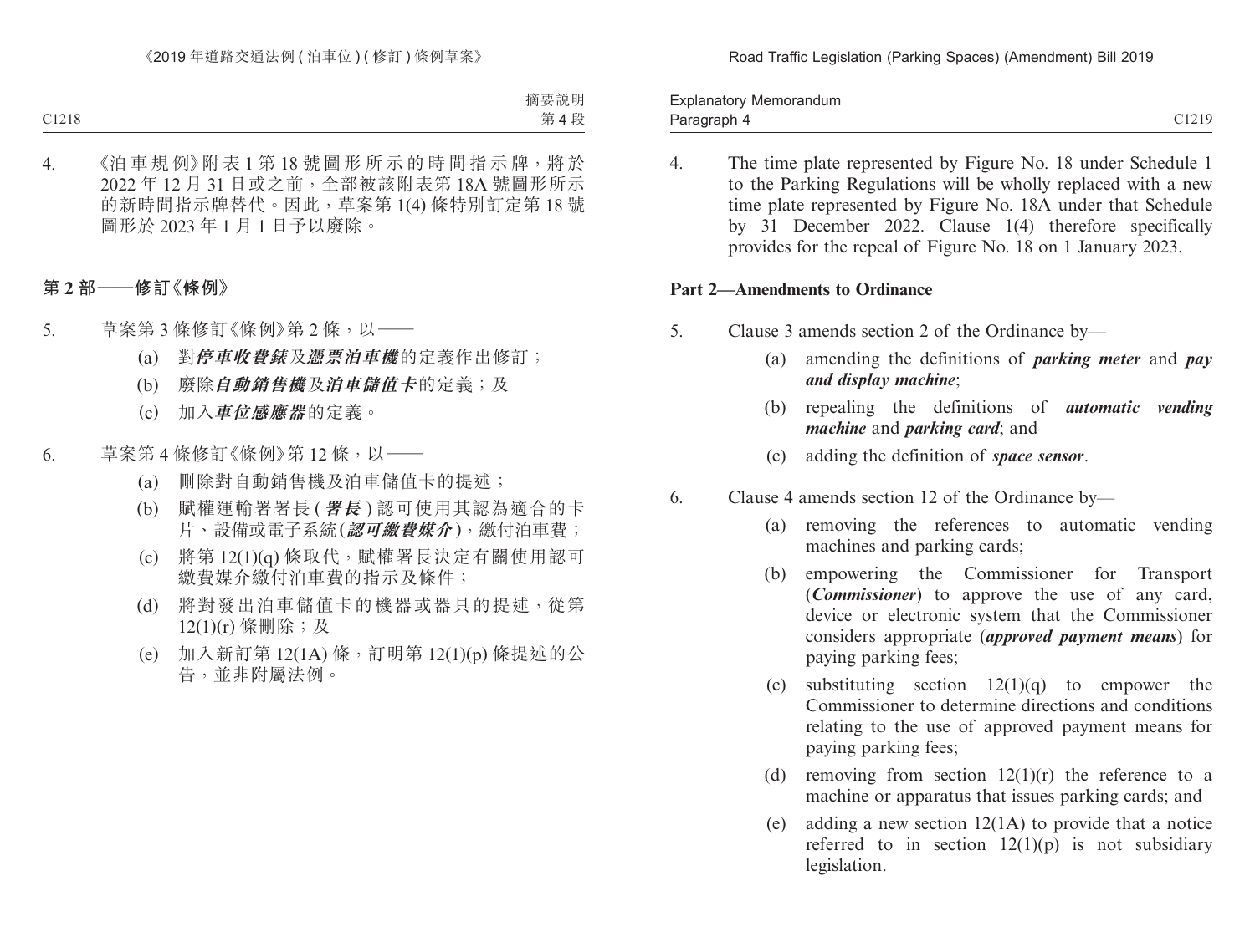4. 《泊車規例》附表 1 第 18 號圖形所示的時間指示牌，將於 2022 年 12 月 31 日或之前，全部被該附表第 18A 號圖形所示的新時間指示牌替代。因此，草案第 1(4) 條特別訂定第 18 號圖形於 2023 年 1 月 1 日予以廢除。

## 第 2 部——修訂《條例》

5. 草案第 3 條修訂《條例》第 2 條，以——
   (a) 對***停車收費錶***及***憑票泊車機***的定義作出修訂；
   (b) 廢除***自動銷售機***及***泊車儲值卡***的定義；及
   (c) 加入***車位感應器***的定義。

6. 草案第 4 條修訂《條例》第 12 條，以——
   (a) 刪除對自動銷售機及泊車儲值卡的提述；
   (b) 賦權運輸署署長 (***署長***) 認可使用其認為適合的卡片、設備或電子系統(***認可繳費媒介***)，繳付泊車費；
   (c) 將第 12(1)(q) 條取代，賦權署長決定有關使用認可繳費媒介繳付泊車費的指示及條件；
   (d) 將對發出泊車儲值卡的機器或器具的提述，從第 12(1)(r) 條刪除；及
   (e) 加入新訂第 12(1A) 條，訂明第 12(1)(p) 條提述的公告，並非附屬法例。

4. The time plate represented by Figure No. 18 under Schedule 1 to the Parking Regulations will be wholly replaced with a new time plate represented by Figure No. 18A under that Schedule by 31 December 2022. Clause 1(4) therefore specifically provides for the repeal of Figure No. 18 on 1 January 2023.

## Part 2—Amendments to Ordinance

5. Clause 3 amends section 2 of the Ordinance by—
   (a) amending the definitions of ***parking meter*** and ***pay and display machine***;
   (b) repealing the definitions of ***automatic vending machine*** and ***parking card***; and
   (c) adding the definition of ***space sensor***.

6. Clause 4 amends section 12 of the Ordinance by—
   (a) removing the references to automatic vending machines and parking cards;
   (b) empowering the Commissioner for Transport (***Commissioner***) to approve the use of any card, device or electronic system that the Commissioner considers appropriate (***approved payment means***) for paying parking fees;
   (c) substituting section 12(1)(q) to empower the Commissioner to determine directions and conditions relating to the use of approved payment means for paying parking fees;
   (d) removing from section 12(1)(r) the reference to a machine or apparatus that issues parking cards; and
   (e) adding a new section 12(1A) to provide that a notice referred to in section 12(1)(p) is not subsidiary legislation.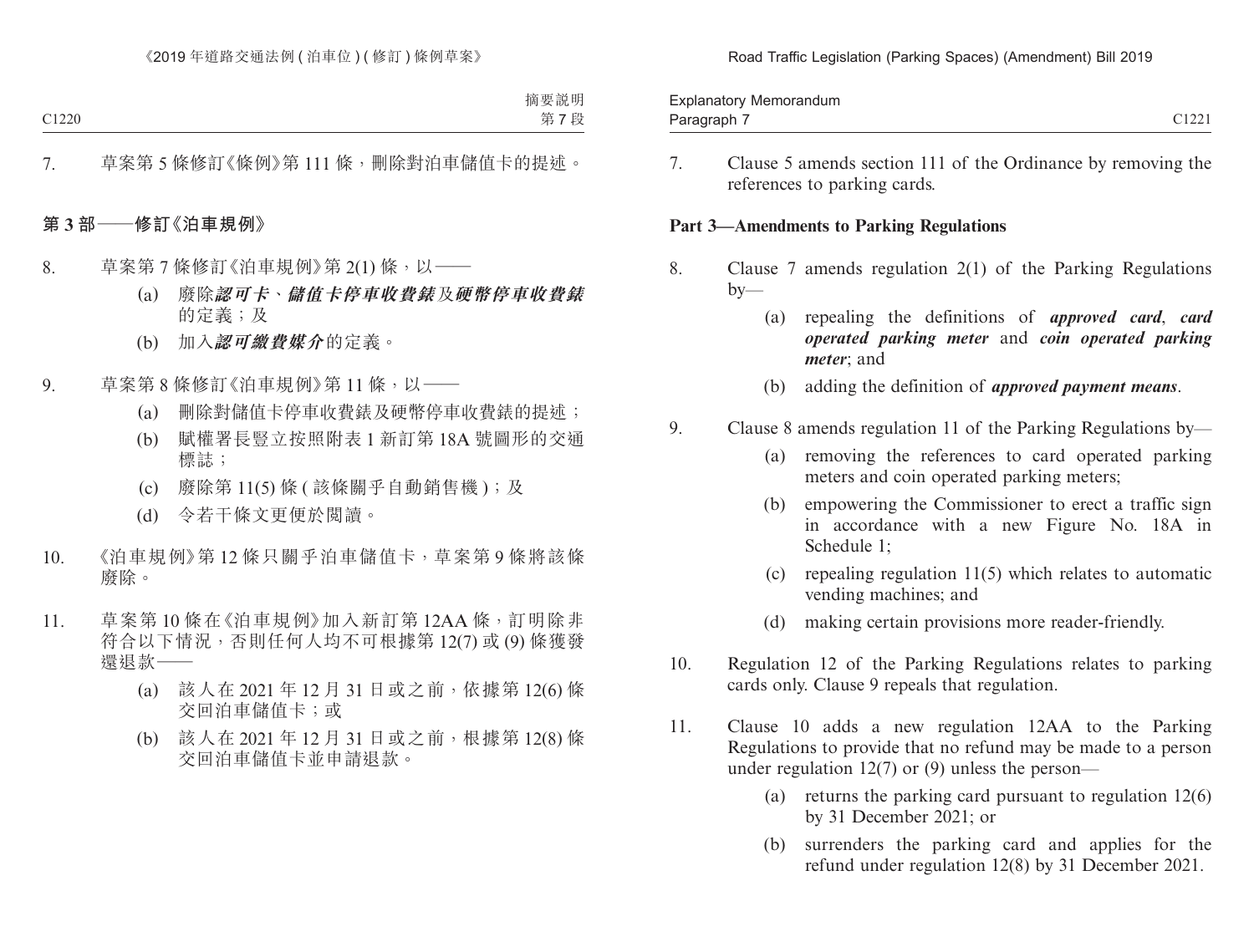7. 草案第 5 條修訂《條例》第 111 條，刪除對泊車儲值卡的提述。

## 第 3 部——修訂《泊車規例》

8. 草案第 7 條修訂《泊車規例》第 2(1) 條，以——

   (a) 廢除***認可卡***、***儲值卡停車收費錶***及***硬幣停車收費錶***的定義；及

   (b) 加入***認可繳費媒介***的定義。

9. 草案第 8 條修訂《泊車規例》第 11 條，以——

   (a) 刪除對儲值卡停車收費錶及硬幣停車收費錶的提述；

   (b) 賦權署長豎立按照附表 1 新訂第 18A 號圖形的交通標誌；

   (c) 廢除第 11(5) 條 (該條關乎自動銷售機)；及

   (d) 令若干條文更便於閱讀。

10. 《泊車規例》第 12 條只關乎泊車儲值卡，草案第 9 條將該條廢除。

11. 草案第 10 條在《泊車規例》加入新訂第 12AA 條，訂明除非符合以下情況，否則任何人均不可根據第 12(7) 或 (9) 條獲發還退款——

   (a) 該人在 2021 年 12 月 31 日或之前，依據第 12(6) 條交回泊車儲值卡；或

   (b) 該人在 2021 年 12 月 31 日或之前，根據第 12(8) 條交回泊車儲值卡並申請退款。

7. Clause 5 amends section 111 of the Ordinance by removing the references to parking cards.

## Part 3—Amendments to Parking Regulations

8. Clause 7 amends regulation 2(1) of the Parking Regulations by—

   (a) repealing the definitions of ***approved card***, ***card operated parking meter*** and ***coin operated parking meter***; and

   (b) adding the definition of ***approved payment means***.

9. Clause 8 amends regulation 11 of the Parking Regulations by—

   (a) removing the references to card operated parking meters and coin operated parking meters;

   (b) empowering the Commissioner to erect a traffic sign in accordance with a new Figure No. 18A in Schedule 1;

   (c) repealing regulation 11(5) which relates to automatic vending machines; and

   (d) making certain provisions more reader-friendly.

10. Regulation 12 of the Parking Regulations relates to parking cards only. Clause 9 repeals that regulation.

11. Clause 10 adds a new regulation 12AA to the Parking Regulations to provide that no refund may be made to a person under regulation 12(7) or (9) unless the person—

   (a) returns the parking card pursuant to regulation 12(6) by 31 December 2021; or

   (b) surrenders the parking card and applies for the refund under regulation 12(8) by 31 December 2021.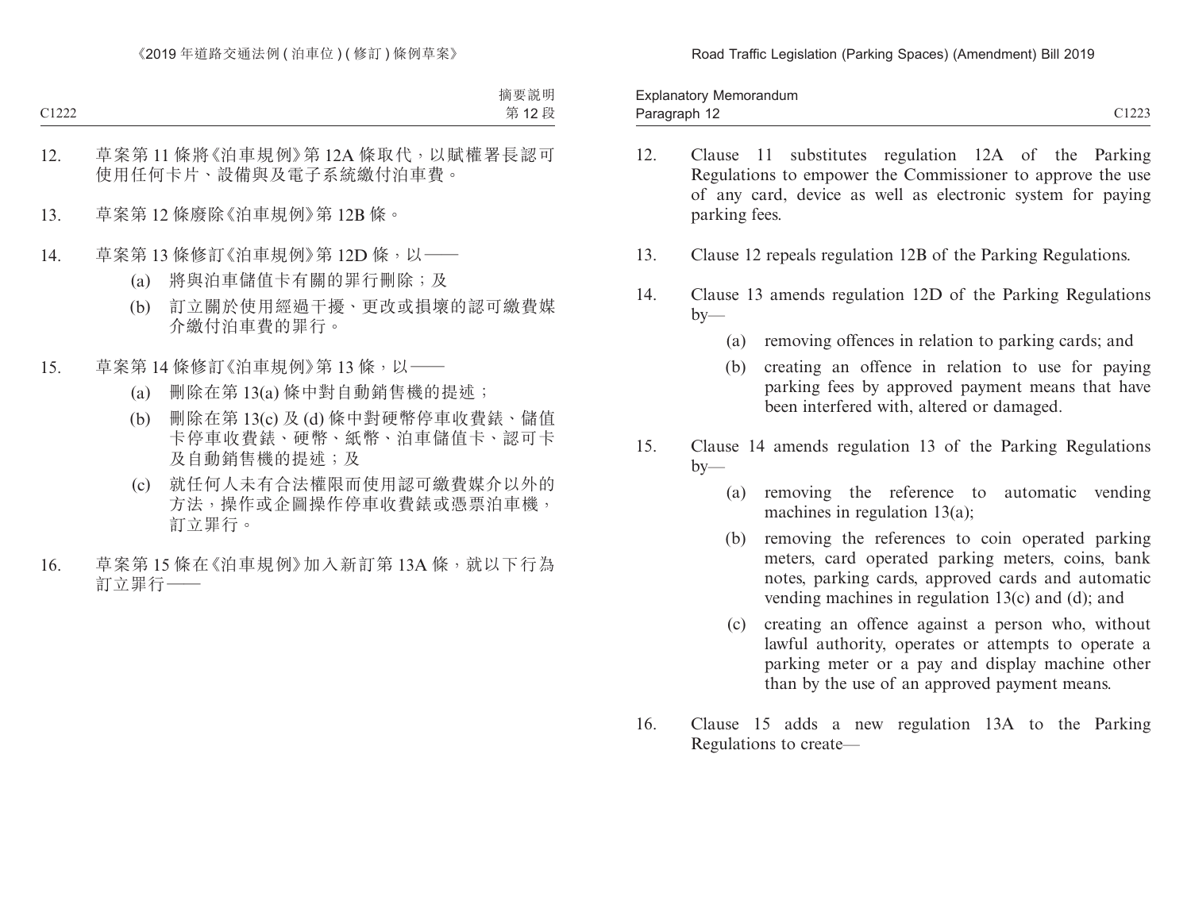12. 草案第 11 條將《泊車規例》第 12A 條取代，以賦權署長認可使用任何卡片、設備與及電子系統繳付泊車費。

13. 草案第 12 條廢除《泊車規例》第 12B 條。

14. 草案第 13 條修訂《泊車規例》第 12D 條，以——
    - (a) 將與泊車儲值卡有關的罪行刪除；及
    - (b) 訂立關於使用經過干擾、更改或損壞的認可繳費媒介繳付泊車費的罪行。

15. 草案第 14 條修訂《泊車規例》第 13 條，以——
    - (a) 刪除在第 13(a) 條中對自動銷售機的提述；
    - (b) 刪除在第 13(c) 及 (d) 條中對硬幣停車收費錶、儲值卡停車收費錶、硬幣、紙幣、泊車儲值卡、認可卡及自動銷售機的提述；及
    - (c) 就任何人未有合法權限而使用認可繳費媒介以外的方法，操作或企圖操作停車收費錶或憑票泊車機，訂立罪行。

16. 草案第 15 條在《泊車規例》加入新訂第 13A 條，就以下行為訂立罪行——

12. Clause 11 substitutes regulation 12A of the Parking Regulations to empower the Commissioner to approve the use of any card, device as well as electronic system for paying parking fees.

13. Clause 12 repeals regulation 12B of the Parking Regulations.

14. Clause 13 amends regulation 12D of the Parking Regulations by—
    - (a) removing offences in relation to parking cards; and
    - (b) creating an offence in relation to use for paying parking fees by approved payment means that have been interfered with, altered or damaged.

15. Clause 14 amends regulation 13 of the Parking Regulations by—
    - (a) removing the reference to automatic vending machines in regulation 13(a);
    - (b) removing the references to coin operated parking meters, card operated parking meters, coins, bank notes, parking cards, approved cards and automatic vending machines in regulation 13(c) and (d); and
    - (c) creating an offence against a person who, without lawful authority, operates or attempts to operate a parking meter or a pay and display machine other than by the use of an approved payment means.

16. Clause 15 adds a new regulation 13A to the Parking Regulations to create—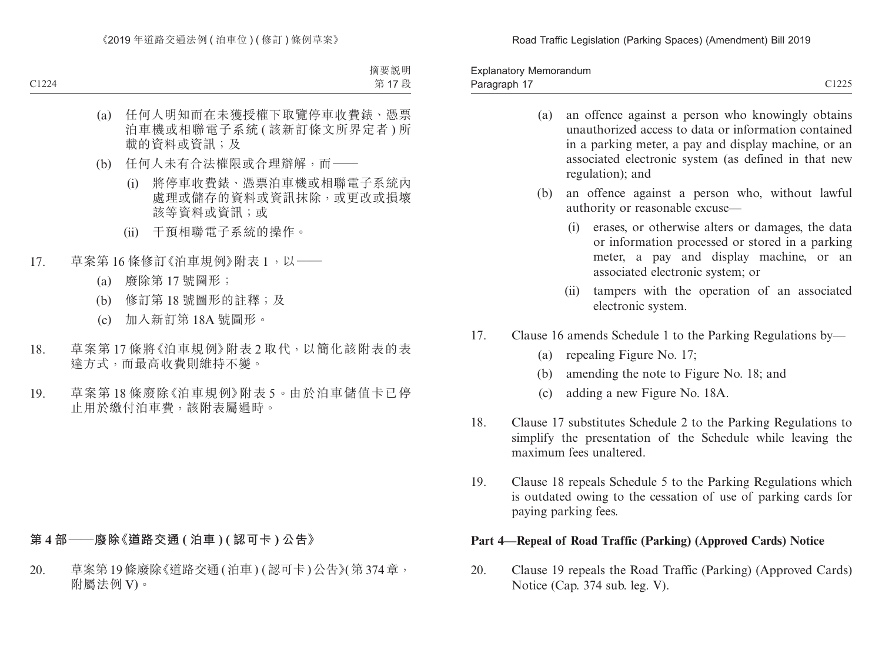(a) 任何人明知而在未獲授權下取覽停車收費錶、憑票泊車機或相聯電子系統 (該新訂條文所界定者) 所載的資料或資訊；及

(b) 任何人未有合法權限或合理辯解，而——

(i) 將停車收費錶、憑票泊車機或相聯電子系統內處理或儲存的資料或資訊抹除，或更改或損壞該等資料或資訊；或

(ii) 干預相聯電子系統的操作。

17. 草案第 16 條修訂《泊車規例》附表 1，以——

(a) 廢除第 17 號圖形；

(b) 修訂第 18 號圖形的註釋；及

(c) 加入新訂第 18A 號圖形。

18. 草案第 17 條將《泊車規例》附表 2 取代，以簡化該附表的表達方式，而最高收費則維持不變。

19. 草案第 18 條廢除《泊車規例》附表 5。由於泊車儲值卡已停止用於繳付泊車費，該附表屬過時。

## 第 4 部——廢除《道路交通 (泊車) (認可卡) 公告》

20. 草案第 19 條廢除《道路交通 (泊車) (認可卡) 公告》(第 374 章，附屬法例 V)。

(a) an offence against a person who knowingly obtains unauthorized access to data or information contained in a parking meter, a pay and display machine, or an associated electronic system (as defined in that new regulation); and

(b) an offence against a person who, without lawful authority or reasonable excuse—

(i) erases, or otherwise alters or damages, the data or information processed or stored in a parking meter, a pay and display machine, or an associated electronic system; or

(ii) tampers with the operation of an associated electronic system.

17. Clause 16 amends Schedule 1 to the Parking Regulations by—

(a) repealing Figure No. 17;

(b) amending the note to Figure No. 18; and

(c) adding a new Figure No. 18A.

18. Clause 17 substitutes Schedule 2 to the Parking Regulations to simplify the presentation of the Schedule while leaving the maximum fees unaltered.

19. Clause 18 repeals Schedule 5 to the Parking Regulations which is outdated owing to the cessation of use of parking cards for paying parking fees.

## Part 4—Repeal of Road Traffic (Parking) (Approved Cards) Notice

20. Clause 19 repeals the Road Traffic (Parking) (Approved Cards) Notice (Cap. 374 sub. leg. V).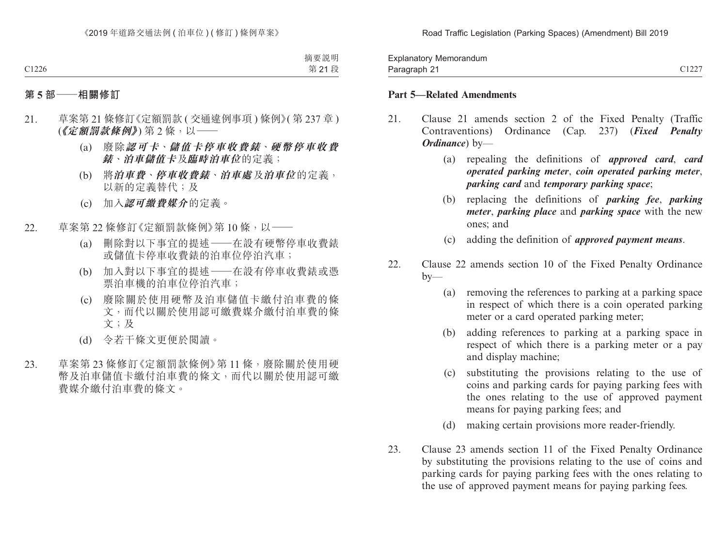## 第 5 部——相關修訂

21. 草案第 21 條修訂《定額罰款 ( 交通違例事項 ) 條例》( 第 237 章 ) (***《定額罰款條例》***) 第 2 條，以——

    (a) 廢除***認可卡***、***儲值卡停車收費錶***、***硬幣停車收費錶***、***泊車儲值卡***及***臨時泊車位***的定義；

    (b) 將***泊車費***、***停車收費錶***、***泊車處***及***泊車位***的定義，以新的定義替代；及

    (c) 加入***認可繳費媒介***的定義。

22. 草案第 22 條修訂《定額罰款條例》第 10 條，以——

    (a) 刪除對以下事宜的提述——在設有硬幣停車收費錶或儲值卡停車收費錶的泊車位停泊汽車；

    (b) 加入對以下事宜的提述——在設有停車收費錶或憑票泊車機的泊車位停泊汽車；

    (c) 廢除關於使用硬幣及泊車儲值卡繳付泊車費的條文，而代以關於使用認可繳費媒介繳付泊車費的條文；及

    (d) 令若干條文更便於閱讀。

23. 草案第 23 條修訂《定額罰款條例》第 11 條，廢除關於使用硬幣及泊車儲值卡繳付泊車費的條文，而代以關於使用認可繳費媒介繳付泊車費的條文。

## Part 5—Related Amendments

21. Clause 21 amends section 2 of the Fixed Penalty (Traffic Contraventions) Ordinance (Cap. 237) (***Fixed Penalty Ordinance***) by—

    (a) repealing the definitions of ***approved card***, ***card operated parking meter***, ***coin operated parking meter***, ***parking card*** and ***temporary parking space***;

    (b) replacing the definitions of ***parking fee***, ***parking meter***, ***parking place*** and ***parking space*** with the new ones; and

    (c) adding the definition of ***approved payment means***.

22. Clause 22 amends section 10 of the Fixed Penalty Ordinance by—

    (a) removing the references to parking at a parking space in respect of which there is a coin operated parking meter or a card operated parking meter;

    (b) adding references to parking at a parking space in respect of which there is a parking meter or a pay and display machine;

    (c) substituting the provisions relating to the use of coins and parking cards for paying parking fees with the ones relating to the use of approved payment means for paying parking fees; and

    (d) making certain provisions more reader-friendly.

23. Clause 23 amends section 11 of the Fixed Penalty Ordinance by substituting the provisions relating to the use of coins and parking cards for paying parking fees with the ones relating to the use of approved payment means for paying parking fees.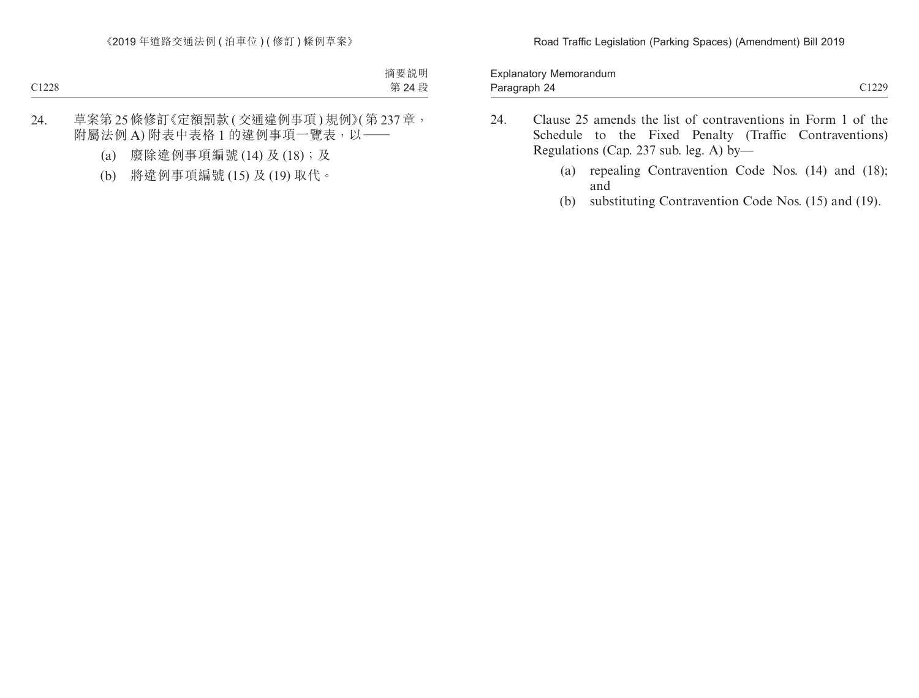24. 草案第25條修訂《定額罰款(交通違例事項)規例》(第237章,附屬法例A)附表中表格1的違例事項一覽表,以——

    (a) 廢除違例事項編號(14)及(18);及

    (b) 將違例事項編號(15)及(19)取代。

24. Clause 25 amends the list of contraventions in Form 1 of the Schedule to the Fixed Penalty (Traffic Contraventions) Regulations (Cap. 237 sub. leg. A) by—

    (a) repealing Contravention Code Nos. (14) and (18); and

    (b) substituting Contravention Code Nos. (15) and (19).